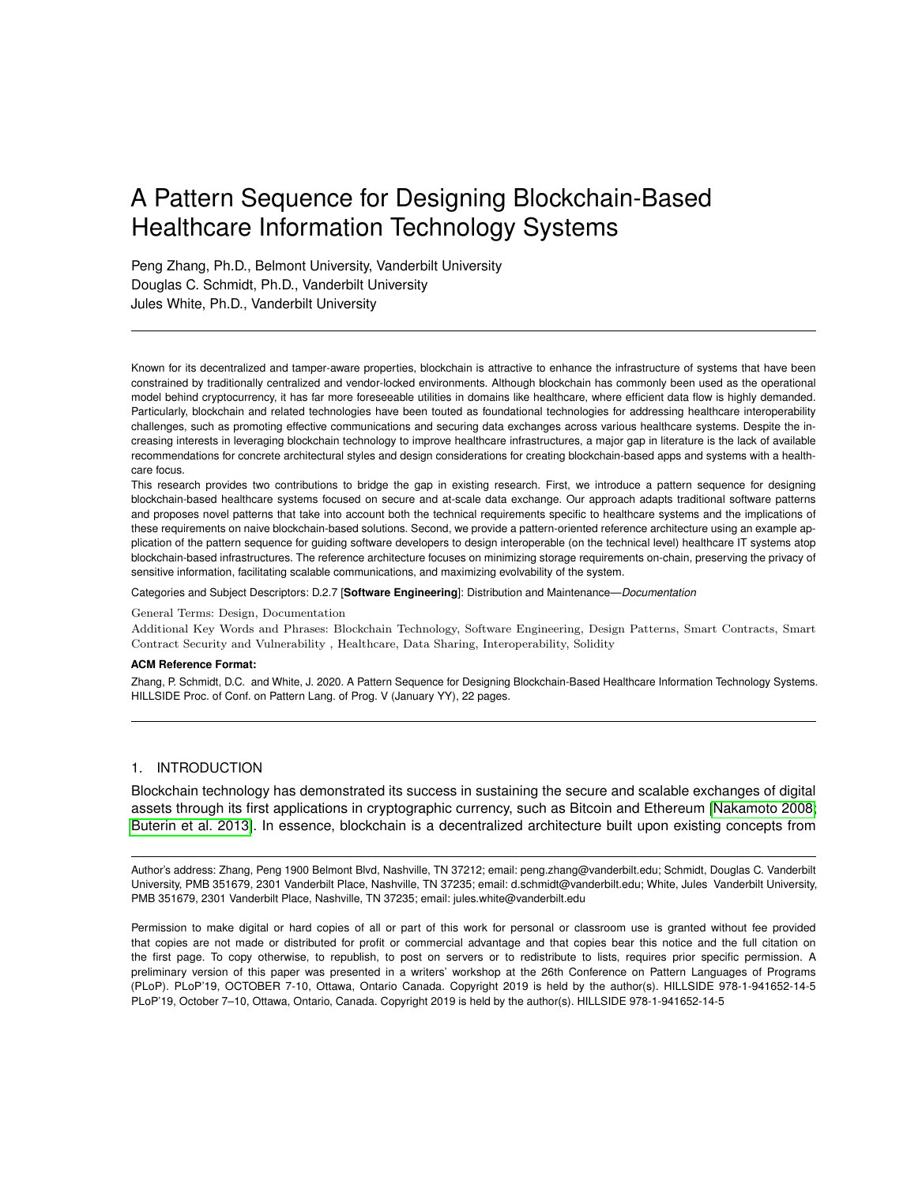# A Pattern Sequence for Designing Blockchain-Based Healthcare Information Technology Systems

Peng Zhang, Ph.D., Belmont University, Vanderbilt University
Douglas C. Schmidt, Ph.D., Vanderbilt University
Jules White, Ph.D., Vanderbilt University

---

Known for its decentralized and tamper-aware properties, blockchain is attractive to enhance the infrastructure of systems that have been constrained by traditionally centralized and vendor-locked environments. Although blockchain has commonly been used as the operational model behind cryptocurrency, it has far more foreseeable utilities in domains like healthcare, where efficient data flow is highly demanded. Particularly, blockchain and related technologies have been touted as foundational technologies for addressing healthcare interoperability challenges, such as promoting effective communications and securing data exchanges across various healthcare systems. Despite the increasing interests in leveraging blockchain technology to improve healthcare infrastructures, a major gap in literature is the lack of available recommendations for concrete architectural styles and design considerations for creating blockchain-based apps and systems with a healthcare focus.

This research provides two contributions to bridge the gap in existing research. First, we introduce a pattern sequence for designing blockchain-based healthcare systems focused on secure and at-scale data exchange. Our approach adapts traditional software patterns and proposes novel patterns that take into account both the technical requirements specific to healthcare systems and the implications of these requirements on naive blockchain-based solutions. Second, we provide a pattern-oriented reference architecture using an example application of the pattern sequence for guiding software developers to design interoperable (on the technical level) healthcare IT systems atop blockchain-based infrastructures. The reference architecture focuses on minimizing storage requirements on-chain, preserving the privacy of sensitive information, facilitating scalable communications, and maximizing evolvability of the system.

Categories and Subject Descriptors: D.2.7 [**Software Engineering**]: Distribution and Maintenance—*Documentation*

General Terms: Design, Documentation

Additional Key Words and Phrases: Blockchain Technology, Software Engineering, Design Patterns, Smart Contracts, Smart Contract Security and Vulnerability , Healthcare, Data Sharing, Interoperability, Solidity

**ACM Reference Format:**

Zhang, P. Schmidt, D.C. and White, J. 2020. A Pattern Sequence for Designing Blockchain-Based Healthcare Information Technology Systems. HILLSIDE Proc. of Conf. on Pattern Lang. of Prog. V (January YY), 22 pages.

---

## 1. INTRODUCTION

Blockchain technology has demonstrated its success in sustaining the secure and scalable exchanges of digital assets through its first applications in cryptographic currency, such as Bitcoin and Ethereum [Nakamoto 2008; Buterin et al. 2013]. In essence, blockchain is a decentralized architecture built upon existing concepts from

---

Author's address: Zhang, Peng 1900 Belmont Blvd, Nashville, TN 37212; email: peng.zhang@vanderbilt.edu; Schmidt, Douglas C. Vanderbilt University, PMB 351679, 2301 Vanderbilt Place, Nashville, TN 37235; email: d.schmidt@vanderbilt.edu; White, Jules Vanderbilt University, PMB 351679, 2301 Vanderbilt Place, Nashville, TN 37235; email: jules.white@vanderbilt.edu

Permission to make digital or hard copies of all or part of this work for personal or classroom use is granted without fee provided that copies are not made or distributed for profit or commercial advantage and that copies bear this notice and the full citation on the first page. To copy otherwise, to republish, to post on servers or to redistribute to lists, requires prior specific permission. A preliminary version of this paper was presented in a writers' workshop at the 26th Conference on Pattern Languages of Programs (PLoP). PLoP'19, OCTOBER 7-10, Ottawa, Ontario Canada. Copyright 2019 is held by the author(s). HILLSIDE 978-1-941652-14-5
PLoP'19, October 7–10, Ottawa, Ontario, Canada. Copyright 2019 is held by the author(s). HILLSIDE 978-1-941652-14-5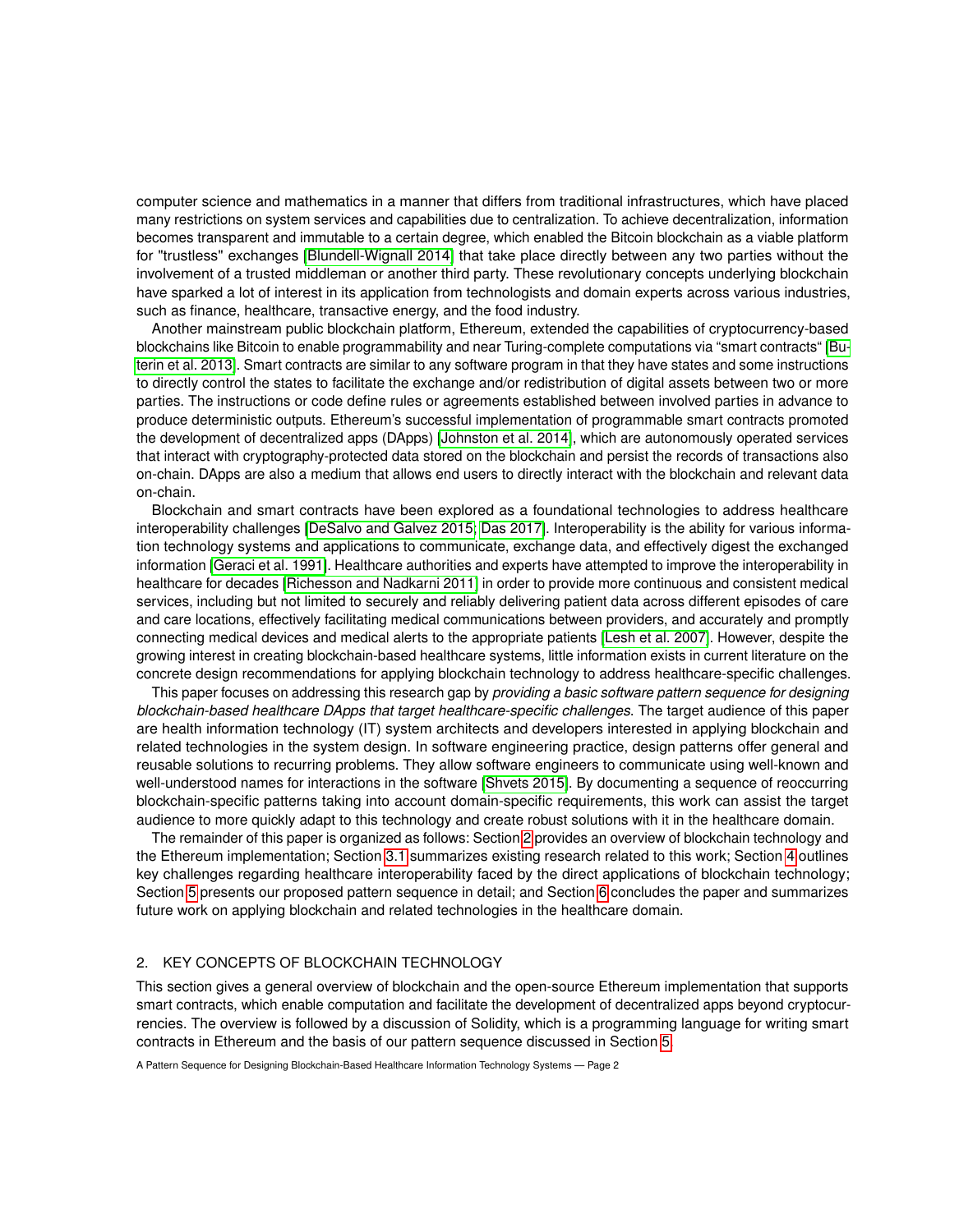computer science and mathematics in a manner that differs from traditional infrastructures, which have placed many restrictions on system services and capabilities due to centralization. To achieve decentralization, information becomes transparent and immutable to a certain degree, which enabled the Bitcoin blockchain as a viable platform for "trustless" exchanges [Blundell-Wignall 2014] that take place directly between any two parties without the involvement of a trusted middleman or another third party. These revolutionary concepts underlying blockchain have sparked a lot of interest in its application from technologists and domain experts across various industries, such as finance, healthcare, transactive energy, and the food industry.

Another mainstream public blockchain platform, Ethereum, extended the capabilities of cryptocurrency-based blockchains like Bitcoin to enable programmability and near Turing-complete computations via "smart contracts" [Buterin et al. 2013]. Smart contracts are similar to any software program in that they have states and some instructions to directly control the states to facilitate the exchange and/or redistribution of digital assets between two or more parties. The instructions or code define rules or agreements established between involved parties in advance to produce deterministic outputs. Ethereum's successful implementation of programmable smart contracts promoted the development of decentralized apps (DApps) [Johnston et al. 2014], which are autonomously operated services that interact with cryptography-protected data stored on the blockchain and persist the records of transactions also on-chain. DApps are also a medium that allows end users to directly interact with the blockchain and relevant data on-chain.

Blockchain and smart contracts have been explored as a foundational technologies to address healthcare interoperability challenges [DeSalvo and Galvez 2015; Das 2017]. Interoperability is the ability for various information technology systems and applications to communicate, exchange data, and effectively digest the exchanged information [Geraci et al. 1991]. Healthcare authorities and experts have attempted to improve the interoperability in healthcare for decades [Richesson and Nadkarni 2011] in order to provide more continuous and consistent medical services, including but not limited to securely and reliably delivering patient data across different episodes of care and care locations, effectively facilitating medical communications between providers, and accurately and promptly connecting medical devices and medical alerts to the appropriate patients [Lesh et al. 2007]. However, despite the growing interest in creating blockchain-based healthcare systems, little information exists in current literature on the concrete design recommendations for applying blockchain technology to address healthcare-specific challenges.

This paper focuses on addressing this research gap by *providing a basic software pattern sequence for designing blockchain-based healthcare DApps that target healthcare-specific challenges.* The target audience of this paper are health information technology (IT) system architects and developers interested in applying blockchain and related technologies in the system design. In software engineering practice, design patterns offer general and reusable solutions to recurring problems. They allow software engineers to communicate using well-known and well-understood names for interactions in the software [Shvets 2015]. By documenting a sequence of reoccurring blockchain-specific patterns taking into account domain-specific requirements, this work can assist the target audience to more quickly adapt to this technology and create robust solutions with it in the healthcare domain.

The remainder of this paper is organized as follows: Section 2 provides an overview of blockchain technology and the Ethereum implementation; Section 3.1 summarizes existing research related to this work; Section 4 outlines key challenges regarding healthcare interoperability faced by the direct applications of blockchain technology; Section 5 presents our proposed pattern sequence in detail; and Section 6 concludes the paper and summarizes future work on applying blockchain and related technologies in the healthcare domain.

## 2. KEY CONCEPTS OF BLOCKCHAIN TECHNOLOGY

This section gives a general overview of blockchain and the open-source Ethereum implementation that supports smart contracts, which enable computation and facilitate the development of decentralized apps beyond cryptocurrencies. The overview is followed by a discussion of Solidity, which is a programming language for writing smart contracts in Ethereum and the basis of our pattern sequence discussed in Section 5.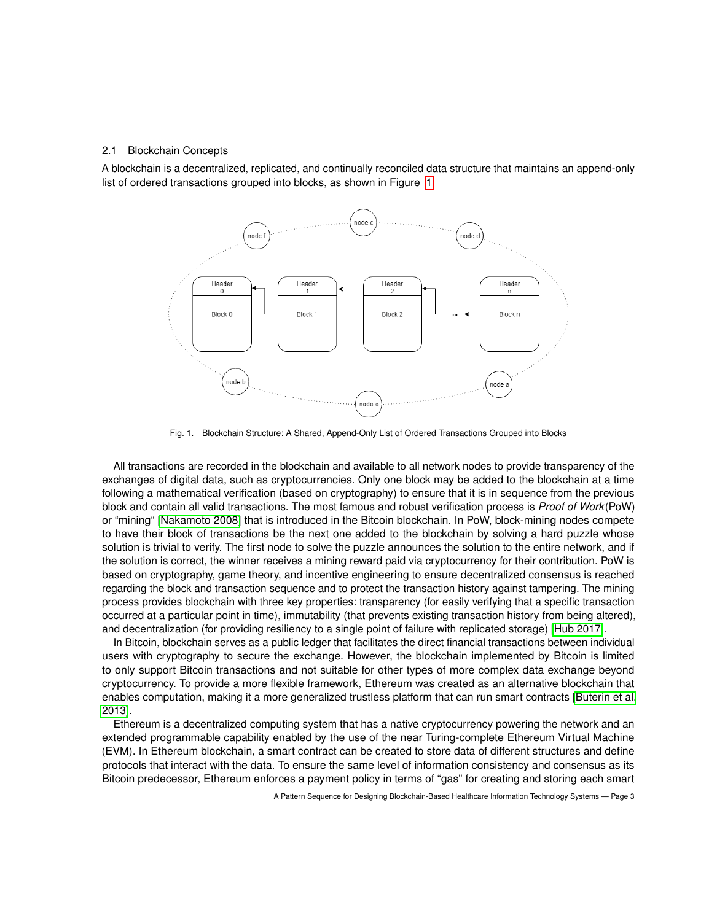## 2.1 Blockchain Concepts

A blockchain is a decentralized, replicated, and continually reconciled data structure that maintains an append-only list of ordered transactions grouped into blocks, as shown in Figure 1.

Fig. 1. Blockchain Structure: A Shared, Append-Only List of Ordered Transactions Grouped into Blocks

All transactions are recorded in the blockchain and available to all network nodes to provide transparency of the exchanges of digital data, such as cryptocurrencies. Only one block may be added to the blockchain at a time following a mathematical verification (based on cryptography) to ensure that it is in sequence from the previous block and contain all valid transactions. The most famous and robust verification process is *Proof of Work*(PoW) or "mining" [Nakamoto 2008] that is introduced in the Bitcoin blockchain. In PoW, block-mining nodes compete to have their block of transactions be the next one added to the blockchain by solving a hard puzzle whose solution is trivial to verify. The first node to solve the puzzle announces the solution to the entire network, and if the solution is correct, the winner receives a mining reward paid via cryptocurrency for their contribution. PoW is based on cryptography, game theory, and incentive engineering to ensure decentralized consensus is reached regarding the block and transaction sequence and to protect the transaction history against tampering. The mining process provides blockchain with three key properties: transparency (for easily verifying that a specific transaction occurred at a particular point in time), immutability (that prevents existing transaction history from being altered), and decentralization (for providing resiliency to a single point of failure with replicated storage) [Hub 2017].

In Bitcoin, blockchain serves as a public ledger that facilitates the direct financial transactions between individual users with cryptography to secure the exchange. However, the blockchain implemented by Bitcoin is limited to only support Bitcoin transactions and not suitable for other types of more complex data exchange beyond cryptocurrency. To provide a more flexible framework, Ethereum was created as an alternative blockchain that enables computation, making it a more generalized trustless platform that can run smart contracts [Buterin et al. 2013].

Ethereum is a decentralized computing system that has a native cryptocurrency powering the network and an extended programmable capability enabled by the use of the near Turing-complete Ethereum Virtual Machine (EVM). In Ethereum blockchain, a smart contract can be created to store data of different structures and define protocols that interact with the data. To ensure the same level of information consistency and consensus as its Bitcoin predecessor, Ethereum enforces a payment policy in terms of "gas" for creating and storing each smart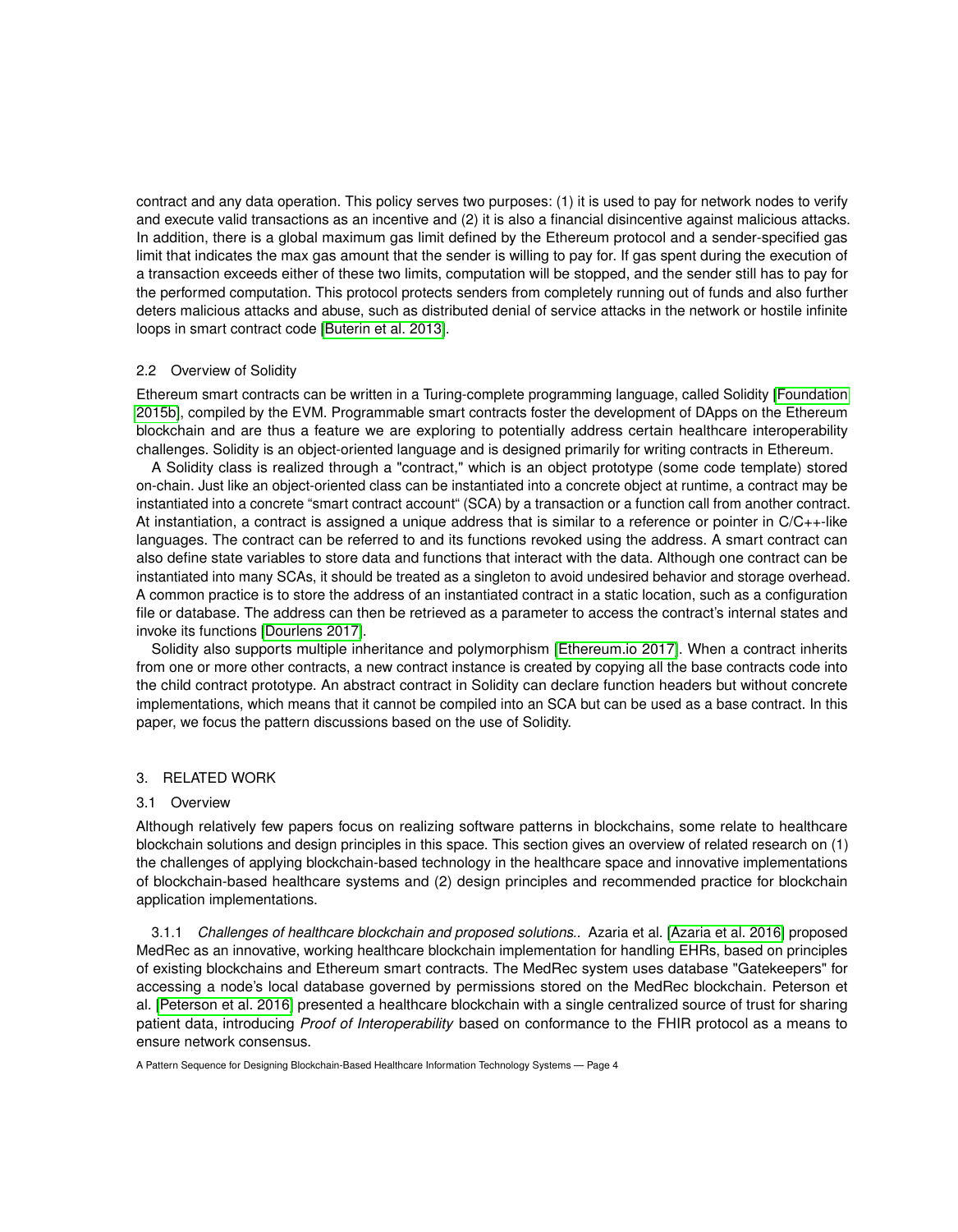contract and any data operation. This policy serves two purposes: (1) it is used to pay for network nodes to verify and execute valid transactions as an incentive and (2) it is also a financial disincentive against malicious attacks. In addition, there is a global maximum gas limit defined by the Ethereum protocol and a sender-specified gas limit that indicates the max gas amount that the sender is willing to pay for. If gas spent during the execution of a transaction exceeds either of these two limits, computation will be stopped, and the sender still has to pay for the performed computation. This protocol protects senders from completely running out of funds and also further deters malicious attacks and abuse, such as distributed denial of service attacks in the network or hostile infinite loops in smart contract code [Buterin et al. 2013].

### 2.2 Overview of Solidity

Ethereum smart contracts can be written in a Turing-complete programming language, called Solidity [Foundation 2015b], compiled by the EVM. Programmable smart contracts foster the development of DApps on the Ethereum blockchain and are thus a feature we are exploring to potentially address certain healthcare interoperability challenges. Solidity is an object-oriented language and is designed primarily for writing contracts in Ethereum.

A Solidity class is realized through a "contract," which is an object prototype (some code template) stored on-chain. Just like an object-oriented class can be instantiated into a concrete object at runtime, a contract may be instantiated into a concrete “smart contract account“ (SCA) by a transaction or a function call from another contract. At instantiation, a contract is assigned a unique address that is similar to a reference or pointer in C/C++-like languages. The contract can be referred to and its functions revoked using the address. A smart contract can also define state variables to store data and functions that interact with the data. Although one contract can be instantiated into many SCAs, it should be treated as a singleton to avoid undesired behavior and storage overhead. A common practice is to store the address of an instantiated contract in a static location, such as a configuration file or database. The address can then be retrieved as a parameter to access the contract's internal states and invoke its functions [Dourlens 2017].

Solidity also supports multiple inheritance and polymorphism [Ethereum.io 2017]. When a contract inherits from one or more other contracts, a new contract instance is created by copying all the base contracts code into the child contract prototype. An abstract contract in Solidity can declare function headers but without concrete implementations, which means that it cannot be compiled into an SCA but can be used as a base contract. In this paper, we focus the pattern discussions based on the use of Solidity.

## 3. RELATED WORK

### 3.1 Overview

Although relatively few papers focus on realizing software patterns in blockchains, some relate to healthcare blockchain solutions and design principles in this space. This section gives an overview of related research on (1) the challenges of applying blockchain-based technology in the healthcare space and innovative implementations of blockchain-based healthcare systems and (2) design principles and recommended practice for blockchain application implementations.

3.1.1 *Challenges of healthcare blockchain and proposed solutions.*. Azaria et al. [Azaria et al. 2016] proposed MedRec as an innovative, working healthcare blockchain implementation for handling EHRs, based on principles of existing blockchains and Ethereum smart contracts. The MedRec system uses database "Gatekeepers" for accessing a node's local database governed by permissions stored on the MedRec blockchain. Peterson et al. [Peterson et al. 2016] presented a healthcare blockchain with a single centralized source of trust for sharing patient data, introducing *Proof of Interoperability* based on conformance to the FHIR protocol as a means to ensure network consensus.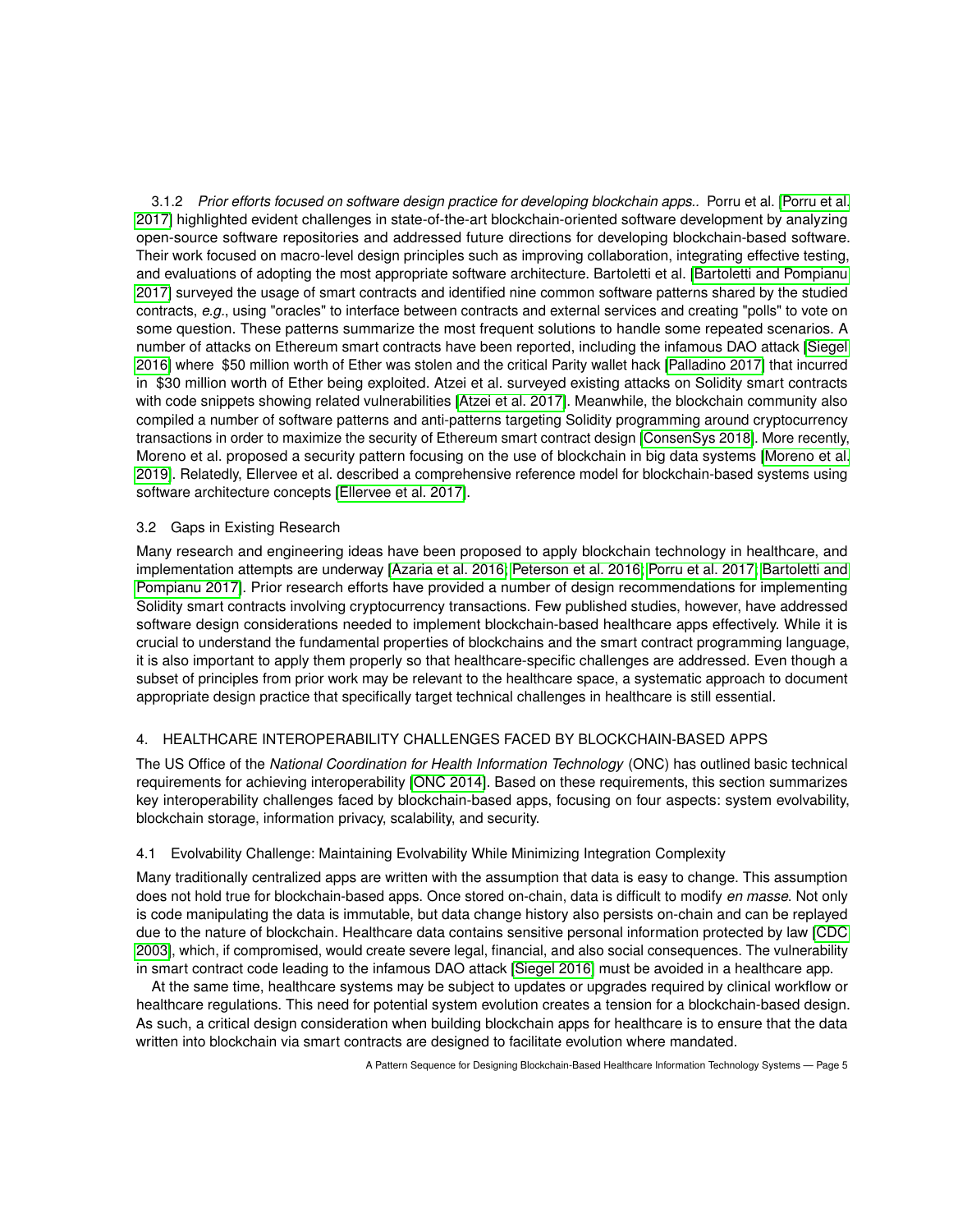#### 3.1.2 *Prior efforts focused on software design practice for developing blockchain apps..*

Porru et al. [Porru et al. 2017] highlighted evident challenges in state-of-the-art blockchain-oriented software development by analyzing open-source software repositories and addressed future directions for developing blockchain-based software. Their work focused on macro-level design principles such as improving collaboration, integrating effective testing, and evaluations of adopting the most appropriate software architecture. Bartoletti et al. [Bartoletti and Pompianu 2017] surveyed the usage of smart contracts and identified nine common software patterns shared by the studied contracts, *e.g.*, using "oracles" to interface between contracts and external services and creating "polls" to vote on some question. These patterns summarize the most frequent solutions to handle some repeated scenarios. A number of attacks on Ethereum smart contracts have been reported, including the infamous DAO attack [Siegel 2016] where $50 million worth of Ether was stolen and the critical Parity wallet hack [Palladino 2017] that incurred in $30 million worth of Ether being exploited. Atzei et al. surveyed existing attacks on Solidity smart contracts with code snippets showing related vulnerabilities [Atzei et al. 2017]. Meanwhile, the blockchain community also compiled a number of software patterns and anti-patterns targeting Solidity programming around cryptocurrency transactions in order to maximize the security of Ethereum smart contract design [ConsenSys 2018]. More recently, Moreno et al. proposed a security pattern focusing on the use of blockchain in big data systems [Moreno et al. 2019]. Relatedly, Ellervee et al. described a comprehensive reference model for blockchain-based systems using software architecture concepts [Ellervee et al. 2017].

### 3.2 Gaps in Existing Research

Many research and engineering ideas have been proposed to apply blockchain technology in healthcare, and implementation attempts are underway [Azaria et al. 2016; Peterson et al. 2016; Porru et al. 2017; Bartoletti and Pompianu 2017]. Prior research efforts have provided a number of design recommendations for implementing Solidity smart contracts involving cryptocurrency transactions. Few published studies, however, have addressed software design considerations needed to implement blockchain-based healthcare apps effectively. While it is crucial to understand the fundamental properties of blockchains and the smart contract programming language, it is also important to apply them properly so that healthcare-specific challenges are addressed. Even though a subset of principles from prior work may be relevant to the healthcare space, a systematic approach to document appropriate design practice that specifically target technical challenges in healthcare is still essential.

## 4. HEALTHCARE INTEROPERABILITY CHALLENGES FACED BY BLOCKCHAIN-BASED APPS

The US Office of the *National Coordination for Health Information Technology* (ONC) has outlined basic technical requirements for achieving interoperability [ONC 2014]. Based on these requirements, this section summarizes key interoperability challenges faced by blockchain-based apps, focusing on four aspects: system evolvability, blockchain storage, information privacy, scalability, and security.

### 4.1 Evolvability Challenge: Maintaining Evolvability While Minimizing Integration Complexity

Many traditionally centralized apps are written with the assumption that data is easy to change. This assumption does not hold true for blockchain-based apps. Once stored on-chain, data is difficult to modify *en masse*. Not only is code manipulating the data is immutable, but data change history also persists on-chain and can be replayed due to the nature of blockchain. Healthcare data contains sensitive personal information protected by law [CDC 2003], which, if compromised, would create severe legal, financial, and also social consequences. The vulnerability in smart contract code leading to the infamous DAO attack [Siegel 2016] must be avoided in a healthcare app.

At the same time, healthcare systems may be subject to updates or upgrades required by clinical workflow or healthcare regulations. This need for potential system evolution creates a tension for a blockchain-based design. As such, a critical design consideration when building blockchain apps for healthcare is to ensure that the data written into blockchain via smart contracts are designed to facilitate evolution where mandated.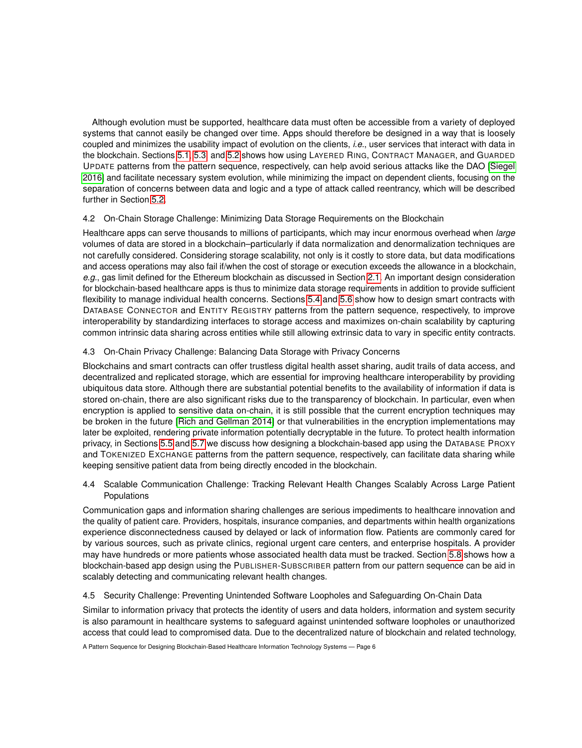Although evolution must be supported, healthcare data must often be accessible from a variety of deployed systems that cannot easily be changed over time. Apps should therefore be designed in a way that is loosely coupled and minimizes the usability impact of evolution on the clients, *i.e.*, user services that interact with data in the blockchain. Sections 5.1, 5.3, and 5.2 shows how using Layered Ring, Contract Manager, and Guarded Update patterns from the pattern sequence, respectively, can help avoid serious attacks like the DAO [Siegel 2016] and facilitate necessary system evolution, while minimizing the impact on dependent clients, focusing on the separation of concerns between data and logic and a type of attack called reentrancy, which will be described further in Section 5.2.

### 4.2 On-Chain Storage Challenge: Minimizing Data Storage Requirements on the Blockchain

Healthcare apps can serve thousands to millions of participants, which may incur enormous overhead when *large* volumes of data are stored in a blockchain–particularly if data normalization and denormalization techniques are not carefully considered. Considering storage scalability, not only is it costly to store data, but data modifications and access operations may also fail if/when the cost of storage or execution exceeds the allowance in a blockchain, *e.g.*, gas limit defined for the Ethereum blockchain as discussed in Section 2.1. An important design consideration for blockchain-based healthcare apps is thus to minimize data storage requirements in addition to provide sufficient flexibility to manage individual health concerns. Sections 5.4 and 5.6 show how to design smart contracts with Database Connector and Entity Registry patterns from the pattern sequence, respectively, to improve interoperability by standardizing interfaces to storage access and maximizes on-chain scalability by capturing common intrinsic data sharing across entities while still allowing extrinsic data to vary in specific entity contracts.

### 4.3 On-Chain Privacy Challenge: Balancing Data Storage with Privacy Concerns

Blockchains and smart contracts can offer trustless digital health asset sharing, audit trails of data access, and decentralized and replicated storage, which are essential for improving healthcare interoperability by providing ubiquitous data store. Although there are substantial potential benefits to the availability of information if data is stored on-chain, there are also significant risks due to the transparency of blockchain. In particular, even when encryption is applied to sensitive data on-chain, it is still possible that the current encryption techniques may be broken in the future [Rich and Gellman 2014] or that vulnerabilities in the encryption implementations may later be exploited, rendering private information potentially decryptable in the future. To protect health information privacy, in Sections 5.5 and 5.7 we discuss how designing a blockchain-based app using the Database Proxy and Tokenized Exchange patterns from the pattern sequence, respectively, can facilitate data sharing while keeping sensitive patient data from being directly encoded in the blockchain.

### 4.4 Scalable Communication Challenge: Tracking Relevant Health Changes Scalably Across Large Patient Populations

Communication gaps and information sharing challenges are serious impediments to healthcare innovation and the quality of patient care. Providers, hospitals, insurance companies, and departments within health organizations experience disconnectedness caused by delayed or lack of information flow. Patients are commonly cared for by various sources, such as private clinics, regional urgent care centers, and enterprise hospitals. A provider may have hundreds or more patients whose associated health data must be tracked. Section 5.8 shows how a blockchain-based app design using the Publisher-Subscriber pattern from our pattern sequence can be aid in scalably detecting and communicating relevant health changes.

### 4.5 Security Challenge: Preventing Unintended Software Loopholes and Safeguarding On-Chain Data

Similar to information privacy that protects the identity of users and data holders, information and system security is also paramount in healthcare systems to safeguard against unintended software loopholes or unauthorized access that could lead to compromised data. Due to the decentralized nature of blockchain and related technology,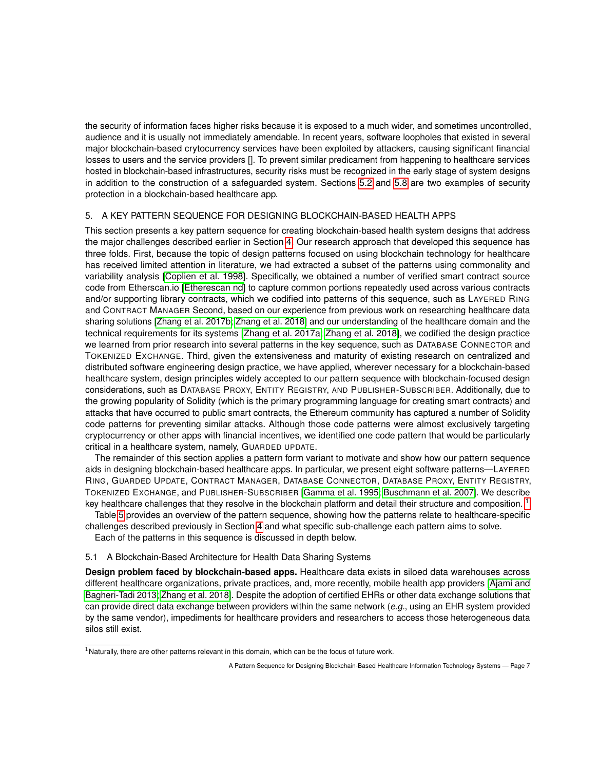the security of information faces higher risks because it is exposed to a much wider, and sometimes uncontrolled, audience and it is usually not immediately amendable. In recent years, software loopholes that existed in several major blockchain-based crytocurrency services have been exploited by attackers, causing significant financial losses to users and the service providers []. To prevent similar predicament from happening to healthcare services hosted in blockchain-based infrastructures, security risks must be recognized in the early stage of system designs in addition to the construction of a safeguarded system. Sections 5.2 and 5.8 are two examples of security protection in a blockchain-based healthcare app.

## 5. A KEY PATTERN SEQUENCE FOR DESIGNING BLOCKCHAIN-BASED HEALTH APPS

This section presents a key pattern sequence for creating blockchain-based health system designs that address the major challenges described earlier in Section 4. Our research approach that developed this sequence has three folds. First, because the topic of design patterns focused on using blockchain technology for healthcare has received limited attention in literature, we had extracted a subset of the patterns using commonality and variability analysis [Coplien et al. 1998]. Specifically, we obtained a number of verified smart contract source code from Etherscan.io [Etherescan nd] to capture common portions repeatedly used across various contracts and/or supporting library contracts, which we codified into patterns of this sequence, such as LAYERED RING and CONTRACT MANAGER Second, based on our experience from previous work on researching healthcare data sharing solutions [Zhang et al. 2017b; Zhang et al. 2018] and our understanding of the healthcare domain and the technical requirements for its systems [Zhang et al. 2017a; Zhang et al. 2018], we codified the design practice we learned from prior research into several patterns in the key sequence, such as DATABASE CONNECTOR and TOKENIZED EXCHANGE. Third, given the extensiveness and maturity of existing research on centralized and distributed software engineering design practice, we have applied, wherever necessary for a blockchain-based healthcare system, design principles widely accepted to our pattern sequence with blockchain-focused design considerations, such as DATABASE PROXY, ENTITY REGISTRY, AND PUBLISHER-SUBSCRIBER. Additionally, due to the growing popularity of Solidity (which is the primary programming language for creating smart contracts) and attacks that have occurred to public smart contracts, the Ethereum community has captured a number of Solidity code patterns for preventing similar attacks. Although those code patterns were almost exclusively targeting cryptocurrency or other apps with financial incentives, we identified one code pattern that would be particularly critical in a healthcare system, namely, GUARDED UPDATE.

The remainder of this section applies a pattern form variant to motivate and show how our pattern sequence aids in designing blockchain-based healthcare apps. In particular, we present eight software patterns—LAYERED RING, GUARDED UPDATE, CONTRACT MANAGER, DATABASE CONNECTOR, DATABASE PROXY, ENTITY REGISTRY, TOKENIZED EXCHANGE, and PUBLISHER-SUBSCRIBER [Gamma et al. 1995; Buschmann et al. 2007]. We describe key healthcare challenges that they resolve in the blockchain platform and detail their structure and composition. [1].

Table 5 provides an overview of the pattern sequence, showing how the patterns relate to healthcare-specific challenges described previously in Section 4 and what specific sub-challenge each pattern aims to solve.

Each of the patterns in this sequence is discussed in depth below.

### 5.1 A Blockchain-Based Architecture for Health Data Sharing Systems

**Design problem faced by blockchain-based apps.** Healthcare data exists in siloed data warehouses across different healthcare organizations, private practices, and, more recently, mobile health app providers [Ajami and Bagheri-Tadi 2013; Zhang et al. 2018]. Despite the adoption of certified EHRs or other data exchange solutions that can provide direct data exchange between providers within the same network (*e.g.*, using an EHR system provided by the same vendor), impediments for healthcare providers and researchers to access those heterogeneous data silos still exist.

[1] Naturally, there are other patterns relevant in this domain, which can be the focus of future work.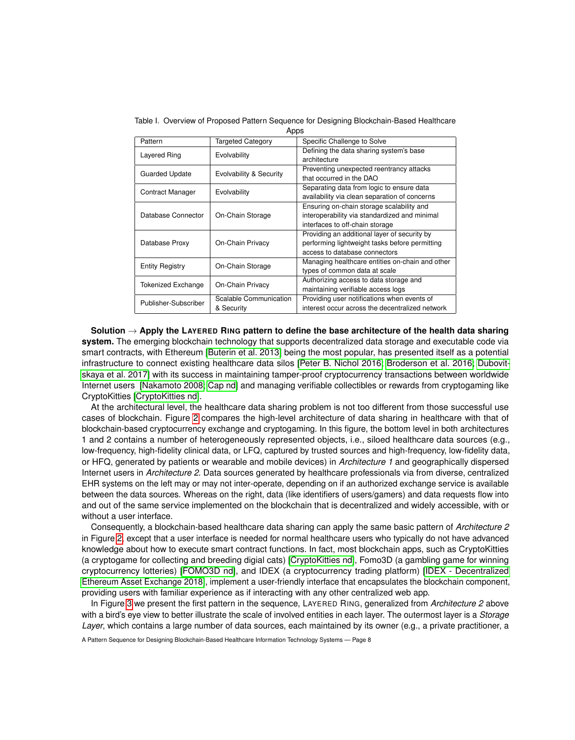Table I. Overview of Proposed Pattern Sequence for Designing Blockchain-Based Healthcare Apps

| Pattern | Targeted Category | Specific Challenge to Solve |
|---|---|---|
| Layered Ring | Evolvability | Defining the data sharing system's base architecture |
| Guarded Update | Evolvability & Security | Preventing unexpected reentrancy attacks that occurred in the DAO |
| Contract Manager | Evolvability | Separating data from logic to ensure data availability via clean separation of concerns |
| Database Connector | On-Chain Storage | Ensuring on-chain storage scalability and interoperability via standardized and minimal interfaces to off-chain storage |
| Database Proxy | On-Chain Privacy | Providing an additional layer of security by performing lightweight tasks before permitting access to database connectors |
| Entity Registry | On-Chain Storage | Managing healthcare entities on-chain and other types of common data at scale |
| Tokenized Exchange | On-Chain Privacy | Authorizing access to data storage and maintaining verifiable access logs |
| Publisher-Subscriber | Scalable Communication & Security | Providing user notifications when events of interest occur across the decentralized network |

**Solution → Apply the LAYERED RING pattern to define the base architecture of the health data sharing system.** The emerging blockchain technology that supports decentralized data storage and executable code via smart contracts, with Ethereum [Buterin et al. 2013] being the most popular, has presented itself as a potential infrastructure to connect existing healthcare data silos [Peter B. Nichol 2016; Broderson et al. 2016; Dubovitskaya et al. 2017] with its success in maintaining tamper-proof cryptocurrency transactions between worldwide Internet users [Nakamoto 2008; Cap nd] and managing verifiable collectibles or rewards from cryptogaming like CryptoKitties [CryptoKitties nd].

At the architectural level, the healthcare data sharing problem is not too different from those successful use cases of blockchain. Figure 2 compares the high-level architecture of data sharing in healthcare with that of blockchain-based cryptocurrency exchange and cryptogaming. In this figure, the bottom level in both architectures 1 and 2 contains a number of heterogeneously represented objects, i.e., siloed healthcare data sources (e.g., low-frequency, high-fidelity clinical data, or LFQ, captured by trusted sources and high-frequency, low-fidelity data, or HFQ, generated by patients or wearable and mobile devices) in *Architecture 1* and geographically dispersed Internet users in *Architecture 2*. Data sources generated by healthcare professionals via from diverse, centralized EHR systems on the left may or may not inter-operate, depending on if an authorized exchange service is available between the data sources. Whereas on the right, data (like identifiers of users/gamers) and data requests flow into and out of the same service implemented on the blockchain that is decentralized and widely accessible, with or without a user interface.

Consequently, a blockchain-based healthcare data sharing can apply the same basic pattern of *Architecture 2* in Figure 2, except that a user interface is needed for normal healthcare users who typically do not have advanced knowledge about how to execute smart contract functions. In fact, most blockchain apps, such as CryptoKitties (a cryptogame for collecting and breeding digial cats) [CryptoKitties nd], Fomo3D (a gambling game for winning cryptocurrency lotteries) [FOMO3D nd], and IDEX (a cryptocurrency trading platform) [IDEX - Decentralized Ethereum Asset Exchange 2018], implement a user-friendly interface that encapsulates the blockchain component, providing users with familiar experience as if interacting with any other centralized web app.

In Figure 3 we present the first pattern in the sequence, LAYERED RING, generalized from *Architecture 2* above with a bird's eye view to better illustrate the scale of involved entities in each layer. The outermost layer is a *Storage Layer*, which contains a large number of data sources, each maintained by its owner (e.g., a private practitioner, a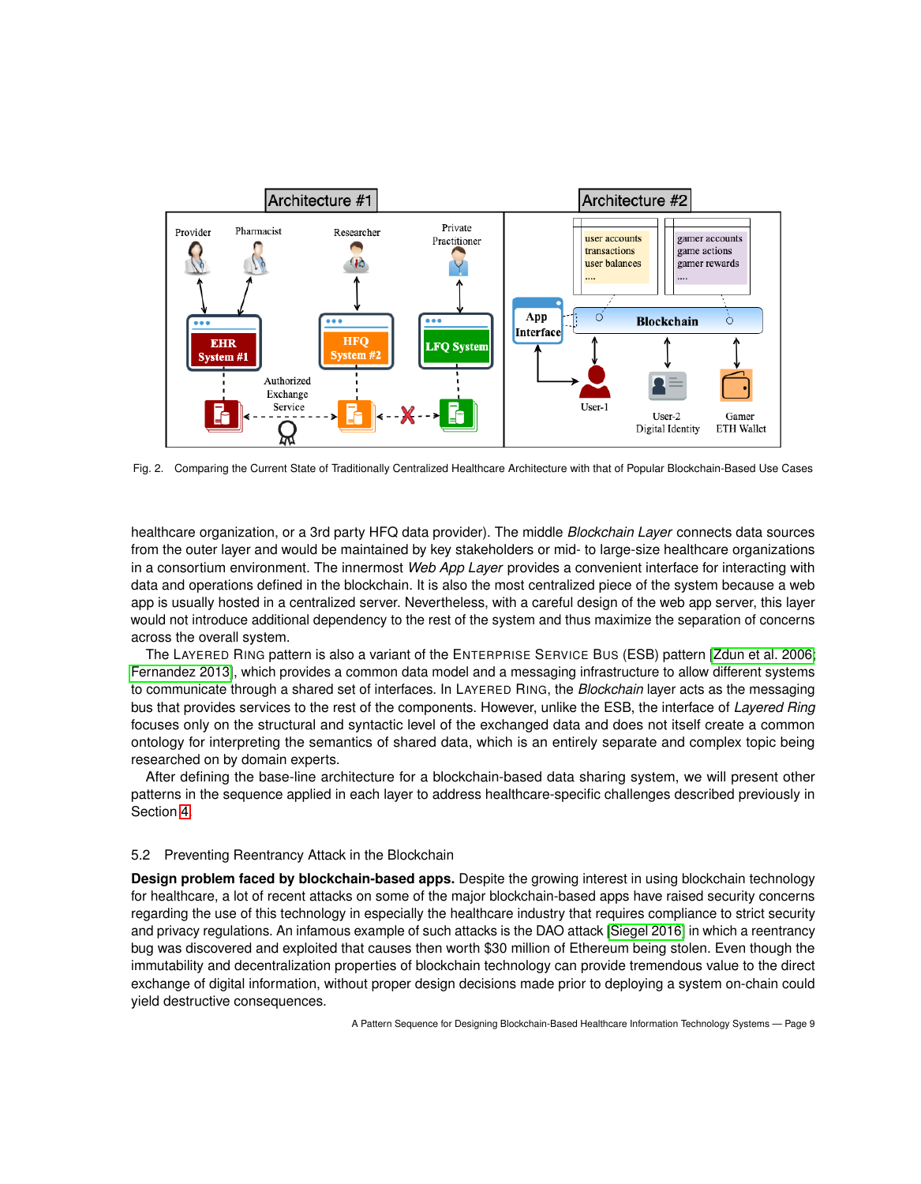Fig. 2. Comparing the Current State of Traditionally Centralized Healthcare Architecture with that of Popular Blockchain-Based Use Cases

healthcare organization, or a 3rd party HFQ data provider). The middle *Blockchain Layer* connects data sources from the outer layer and would be maintained by key stakeholders or mid- to large-size healthcare organizations in a consortium environment. The innermost *Web App Layer* provides a convenient interface for interacting with data and operations defined in the blockchain. It is also the most centralized piece of the system because a web app is usually hosted in a centralized server. Nevertheless, with a careful design of the web app server, this layer would not introduce additional dependency to the rest of the system and thus maximize the separation of concerns across the overall system.

The LAYERED RING pattern is also a variant of the ENTERPRISE SERVICE BUS (ESB) pattern [Zdun et al. 2006; Fernandez 2013], which provides a common data model and a messaging infrastructure to allow different systems to communicate through a shared set of interfaces. In LAYERED RING, the *Blockchain* layer acts as the messaging bus that provides services to the rest of the components. However, unlike the ESB, the interface of *Layered Ring* focuses only on the structural and syntactic level of the exchanged data and does not itself create a common ontology for interpreting the semantics of shared data, which is an entirely separate and complex topic being researched on by domain experts.

After defining the base-line architecture for a blockchain-based data sharing system, we will present other patterns in the sequence applied in each layer to address healthcare-specific challenges described previously in Section 4.

## 5.2 Preventing Reentrancy Attack in the Blockchain

**Design problem faced by blockchain-based apps.** Despite the growing interest in using blockchain technology for healthcare, a lot of recent attacks on some of the major blockchain-based apps have raised security concerns regarding the use of this technology in especially the healthcare industry that requires compliance to strict security and privacy regulations. An infamous example of such attacks is the DAO attack [Siegel 2016] in which a reentrancy bug was discovered and exploited that causes then worth $30 million of Ethereum being stolen. Even though the immutability and decentralization properties of blockchain technology can provide tremendous value to the direct exchange of digital information, without proper design decisions made prior to deploying a system on-chain could yield destructive consequences.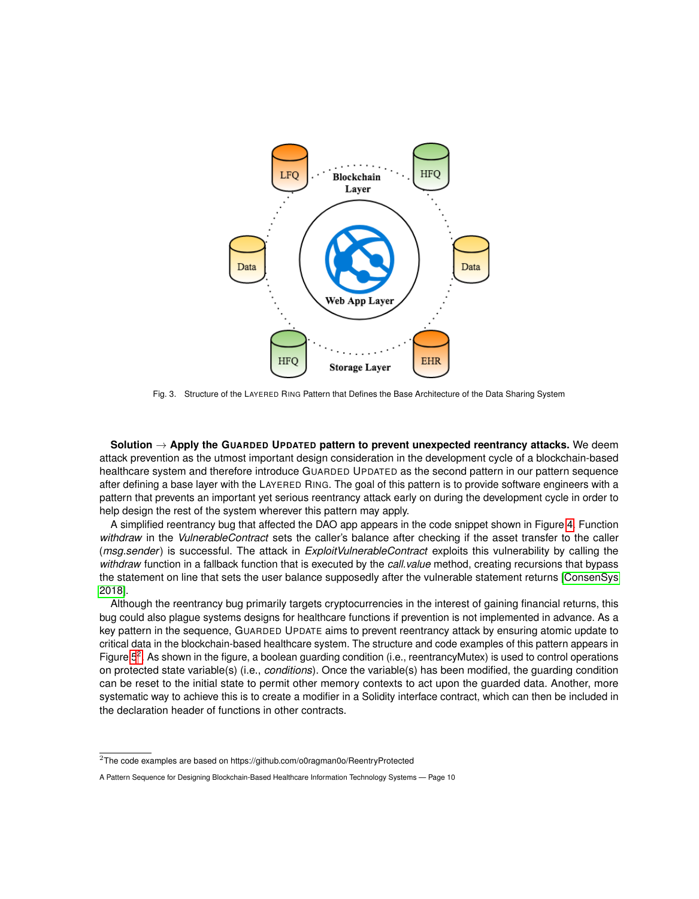Fig. 3. Structure of the LAYERED RING Pattern that Defines the Base Architecture of the Data Sharing System

**Solution → Apply the GUARDED UPDATED pattern to prevent unexpected reentrancy attacks.** We deem attack prevention as the utmost important design consideration in the development cycle of a blockchain-based healthcare system and therefore introduce GUARDED UPDATED as the second pattern in our pattern sequence after defining a base layer with the LAYERED RING. The goal of this pattern is to provide software engineers with a pattern that prevents an important yet serious reentrancy attack early on during the development cycle in order to help design the rest of the system wherever this pattern may apply.

A simplified reentrancy bug that affected the DAO app appears in the code snippet shown in Figure 4. Function *withdraw* in the *VulnerableContract* sets the caller's balance after checking if the asset transfer to the caller (*msg.sender*) is successful. The attack in *ExploitVulnerableContract* exploits this vulnerability by calling the *withdraw* function in a fallback function that is executed by the *call.value* method, creating recursions that bypass the statement on line that sets the user balance supposedly after the vulnerable statement returns [ConsenSys 2018].

Although the reentrancy bug primarily targets cryptocurrencies in the interest of gaining financial returns, this bug could also plague systems designs for healthcare functions if prevention is not implemented in advance. As a key pattern in the sequence, GUARDED UPDATE aims to prevent reentrancy attack by ensuring atomic update to critical data in the blockchain-based healthcare system. The structure and code examples of this pattern appears in Figure 5[2]. As shown in the figure, a boolean guarding condition (i.e., reentrancyMutex) is used to control operations on protected state variable(s) (i.e., *conditions*). Once the variable(s) has been modified, the guarding condition can be reset to the initial state to permit other memory contexts to act upon the guarded data. Another, more systematic way to achieve this is to create a modifier in a Solidity interface contract, which can then be included in the declaration header of functions in other contracts.

[2] The code examples are based on https://github.com/o0ragman0o/ReentryProtected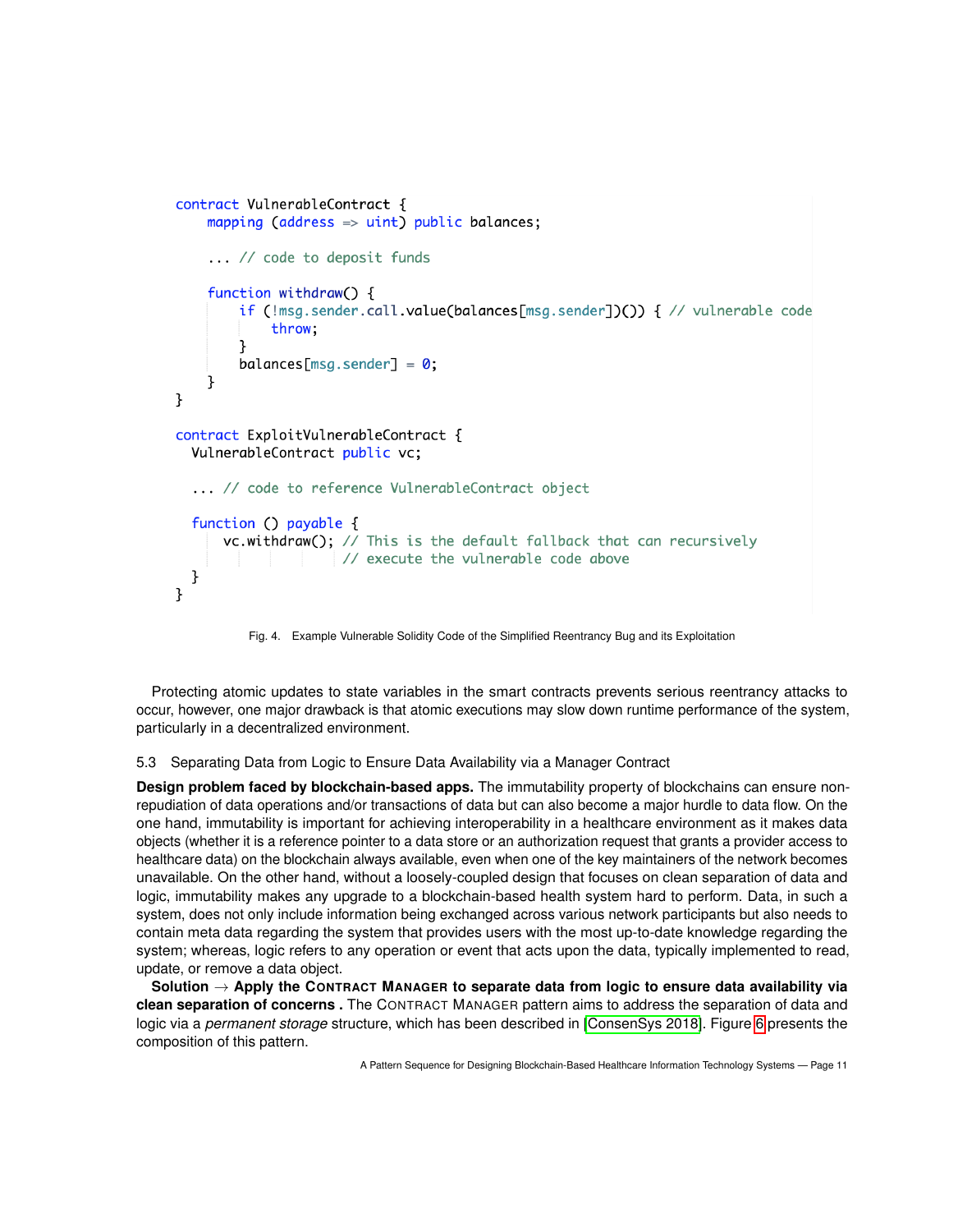```
contract VulnerableContract {
    mapping (address => uint) public balances;

    ... // code to deposit funds

    function withdraw() {
        if (!msg.sender.call.value(balances[msg.sender])()) { // vulnerable code
            throw;
        }
        balances[msg.sender] = 0;
    }
}

contract ExploitVulnerableContract {
  VulnerableContract public vc;

  ... // code to reference VulnerableContract object

  function () payable {
      vc.withdraw(); // This is the default fallback that can recursively
                     // execute the vulnerable code above
  }
}
```

Fig. 4. Example Vulnerable Solidity Code of the Simplified Reentrancy Bug and its Exploitation

Protecting atomic updates to state variables in the smart contracts prevents serious reentrancy attacks to occur, however, one major drawback is that atomic executions may slow down runtime performance of the system, particularly in a decentralized environment.

### 5.3 Separating Data from Logic to Ensure Data Availability via a Manager Contract

**Design problem faced by blockchain-based apps.** The immutability property of blockchains can ensure non-repudiation of data operations and/or transactions of data but can also become a major hurdle to data flow. On the one hand, immutability is important for achieving interoperability in a healthcare environment as it makes data objects (whether it is a reference pointer to a data store or an authorization request that grants a provider access to healthcare data) on the blockchain always available, even when one of the key maintainers of the network becomes unavailable. On the other hand, without a loosely-coupled design that focuses on clean separation of data and logic, immutability makes any upgrade to a blockchain-based health system hard to perform. Data, in such a system, does not only include information being exchanged across various network participants but also needs to contain meta data regarding the system that provides users with the most up-to-date knowledge regarding the system; whereas, logic refers to any operation or event that acts upon the data, typically implemented to read, update, or remove a data object.

**Solution → Apply the CONTRACT MANAGER to separate data from logic to ensure data availability via clean separation of concerns .** The CONTRACT MANAGER pattern aims to address the separation of data and logic via a *permanent storage* structure, which has been described in [ConsenSys 2018]. Figure 6 presents the composition of this pattern.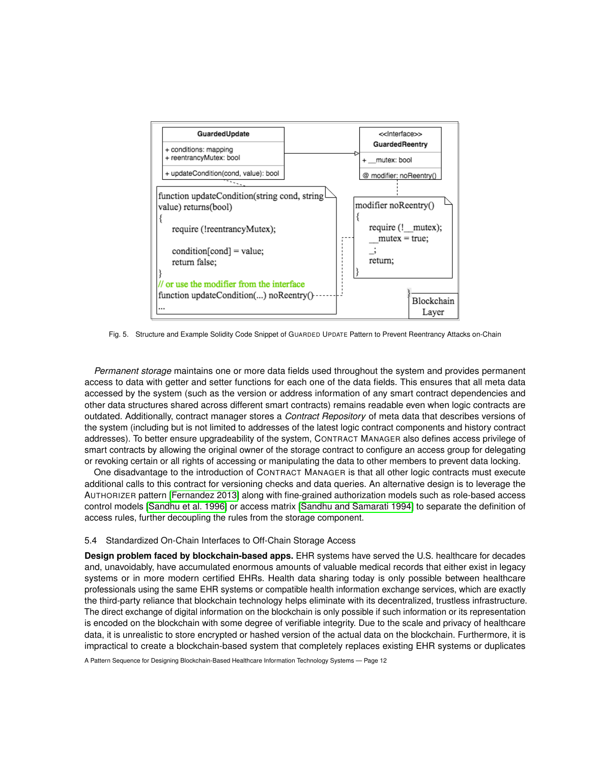Fig. 5. Structure and Example Solidity Code Snippet of GUARDED UPDATE Pattern to Prevent Reentrancy Attacks on-Chain

*Permanent storage* maintains one or more data fields used throughout the system and provides permanent access to data with getter and setter functions for each one of the data fields. This ensures that all meta data accessed by the system (such as the version or address information of any smart contract dependencies and other data structures shared across different smart contracts) remains readable even when logic contracts are outdated. Additionally, contract manager stores a *Contract Repository* of meta data that describes versions of the system (including but is not limited to addresses of the latest logic contract components and history contract addresses). To better ensure upgradeability of the system, CONTRACT MANAGER also defines access privilege of smart contracts by allowing the original owner of the storage contract to configure an access group for delegating or revoking certain or all rights of accessing or manipulating the data to other members to prevent data locking.

One disadvantage to the introduction of CONTRACT MANAGER is that all other logic contracts must execute additional calls to this contract for versioning checks and data queries. An alternative design is to leverage the AUTHORIZER pattern [Fernandez 2013] along with fine-grained authorization models such as role-based access control models [Sandhu et al. 1996] or access matrix [Sandhu and Samarati 1994] to separate the definition of access rules, further decoupling the rules from the storage component.

### 5.4 Standardized On-Chain Interfaces to Off-Chain Storage Access

**Design problem faced by blockchain-based apps.** EHR systems have served the U.S. healthcare for decades and, unavoidably, have accumulated enormous amounts of valuable medical records that either exist in legacy systems or in more modern certified EHRs. Health data sharing today is only possible between healthcare professionals using the same EHR systems or compatible health information exchange services, which are exactly the third-party reliance that blockchain technology helps eliminate with its decentralized, trustless infrastructure. The direct exchange of digital information on the blockchain is only possible if such information or its representation is encoded on the blockchain with some degree of verifiable integrity. Due to the scale and privacy of healthcare data, it is unrealistic to store encrypted or hashed version of the actual data on the blockchain. Furthermore, it is impractical to create a blockchain-based system that completely replaces existing EHR systems or duplicates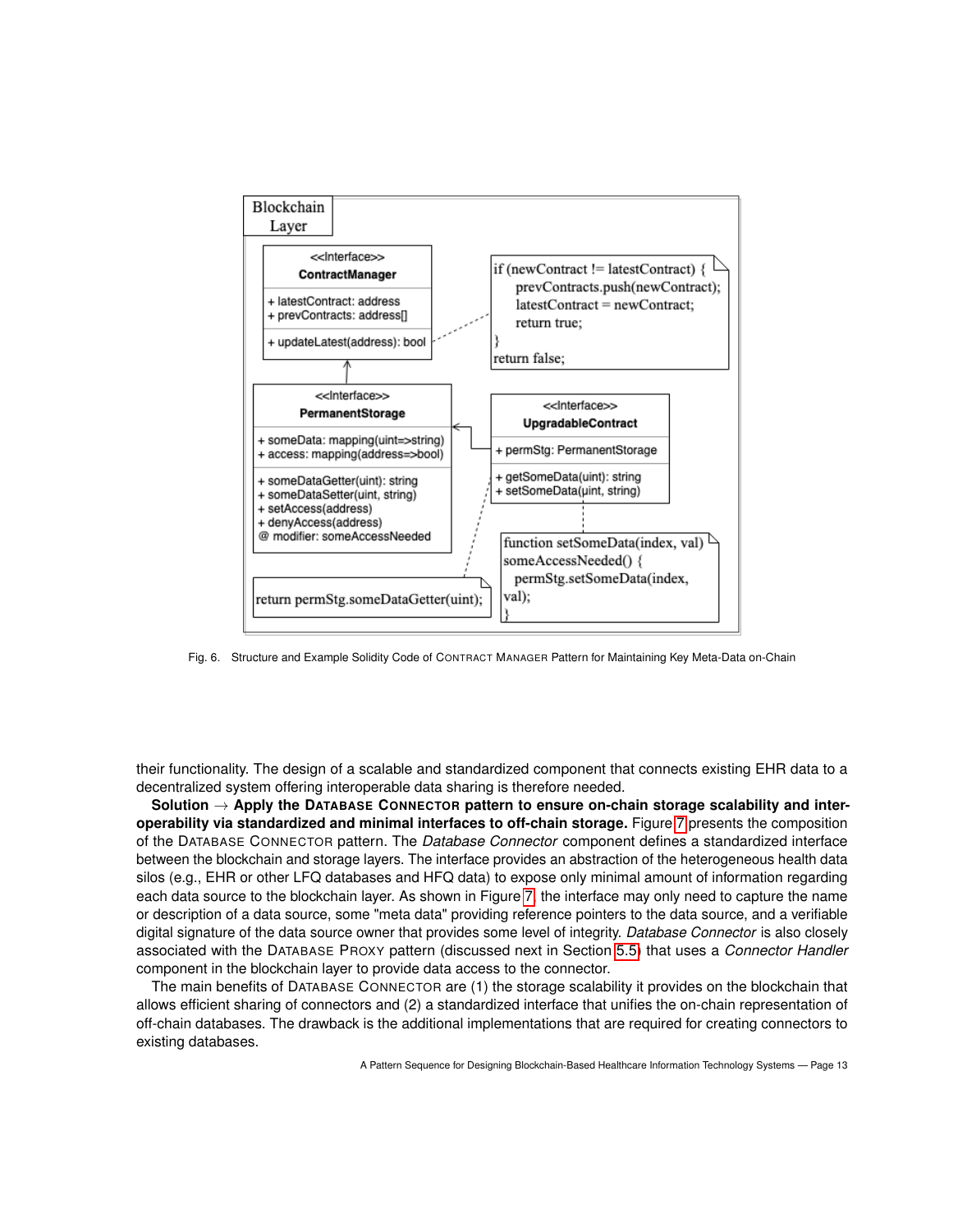Fig. 6. Structure and Example Solidity Code of CONTRACT MANAGER Pattern for Maintaining Key Meta-Data on-Chain

their functionality. The design of a scalable and standardized component that connects existing EHR data to a decentralized system offering interoperable data sharing is therefore needed.

**Solution → Apply the DATABASE CONNECTOR pattern to ensure on-chain storage scalability and interoperability via standardized and minimal interfaces to off-chain storage.** Figure 7 presents the composition of the DATABASE CONNECTOR pattern. The *Database Connector* component defines a standardized interface between the blockchain and storage layers. The interface provides an abstraction of the heterogeneous health data silos (e.g., EHR or other LFQ databases and HFQ data) to expose only minimal amount of information regarding each data source to the blockchain layer. As shown in Figure 7, the interface may only need to capture the name or description of a data source, some "meta data" providing reference pointers to the data source, and a verifiable digital signature of the data source owner that provides some level of integrity. *Database Connector* is also closely associated with the DATABASE PROXY pattern (discussed next in Section 5.5) that uses a *Connector Handler* component in the blockchain layer to provide data access to the connector.

The main benefits of DATABASE CONNECTOR are (1) the storage scalability it provides on the blockchain that allows efficient sharing of connectors and (2) a standardized interface that unifies the on-chain representation of off-chain databases. The drawback is the additional implementations that are required for creating connectors to existing databases.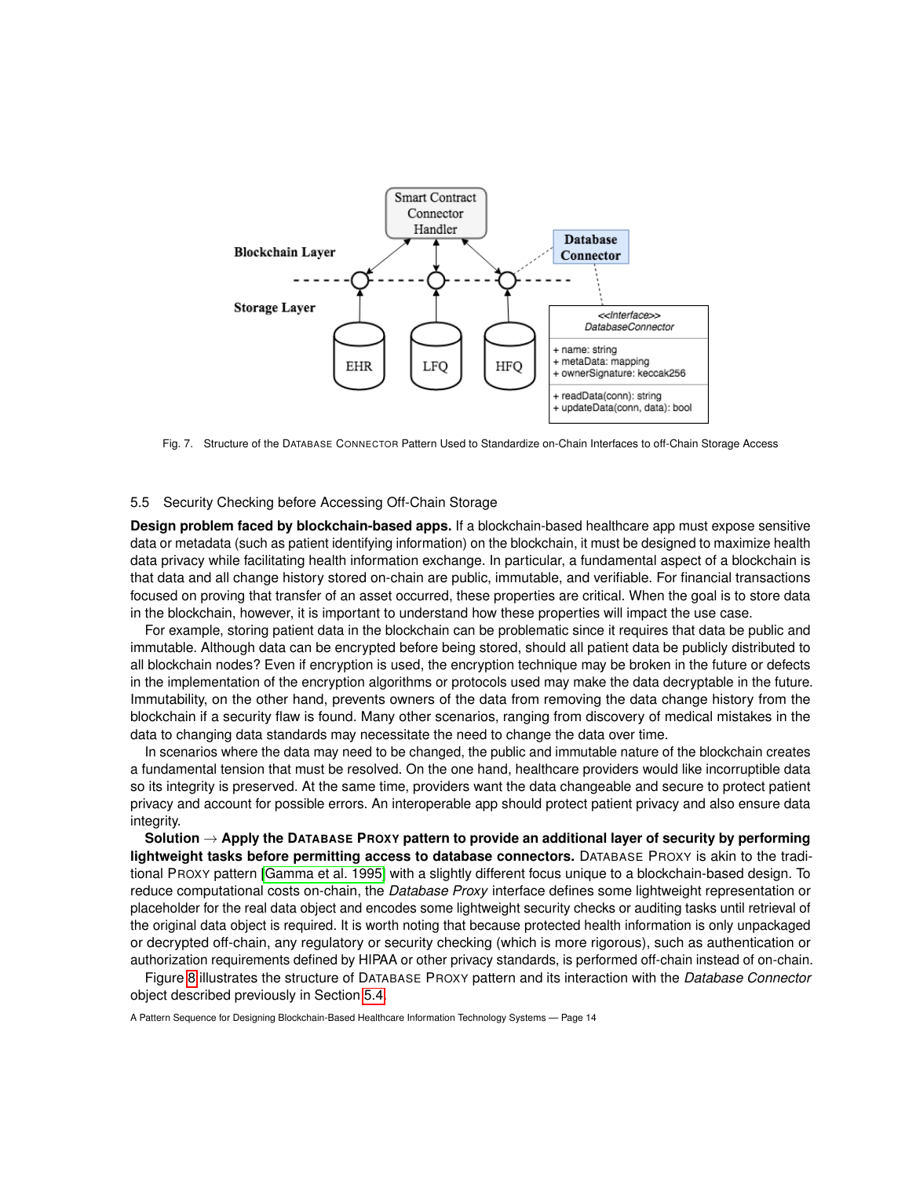Fig. 7. Structure of the DATABASE CONNECTOR Pattern Used to Standardize on-Chain Interfaces to off-Chain Storage Access

### 5.5 Security Checking before Accessing Off-Chain Storage

**Design problem faced by blockchain-based apps.** If a blockchain-based healthcare app must expose sensitive data or metadata (such as patient identifying information) on the blockchain, it must be designed to maximize health data privacy while facilitating health information exchange. In particular, a fundamental aspect of a blockchain is that data and all change history stored on-chain are public, immutable, and verifiable. For financial transactions focused on proving that transfer of an asset occurred, these properties are critical. When the goal is to store data in the blockchain, however, it is important to understand how these properties will impact the use case.

For example, storing patient data in the blockchain can be problematic since it requires that data be public and immutable. Although data can be encrypted before being stored, should all patient data be publicly distributed to all blockchain nodes? Even if encryption is used, the encryption technique may be broken in the future or defects in the implementation of the encryption algorithms or protocols used may make the data decryptable in the future. Immutability, on the other hand, prevents owners of the data from removing the data change history from the blockchain if a security flaw is found. Many other scenarios, ranging from discovery of medical mistakes in the data to changing data standards may necessitate the need to change the data over time.

In scenarios where the data may need to be changed, the public and immutable nature of the blockchain creates a fundamental tension that must be resolved. On the one hand, healthcare providers would like incorruptible data so its integrity is preserved. At the same time, providers want the data changeable and secure to protect patient privacy and account for possible errors. An interoperable app should protect patient privacy and also ensure data integrity.

**Solution → Apply the DATABASE PROXY pattern to provide an additional layer of security by performing lightweight tasks before permitting access to database connectors.** DATABASE PROXY is akin to the traditional PROXY pattern [Gamma et al. 1995] with a slightly different focus unique to a blockchain-based design. To reduce computational costs on-chain, the *Database Proxy* interface defines some lightweight representation or placeholder for the real data object and encodes some lightweight security checks or auditing tasks until retrieval of the original data object is required. It is worth noting that because protected health information is only unpackaged or decrypted off-chain, any regulatory or security checking (which is more rigorous), such as authentication or authorization requirements defined by HIPAA or other privacy standards, is performed off-chain instead of on-chain.

Figure 8 illustrates the structure of DATABASE PROXY pattern and its interaction with the *Database Connector* object described previously in Section 5.4.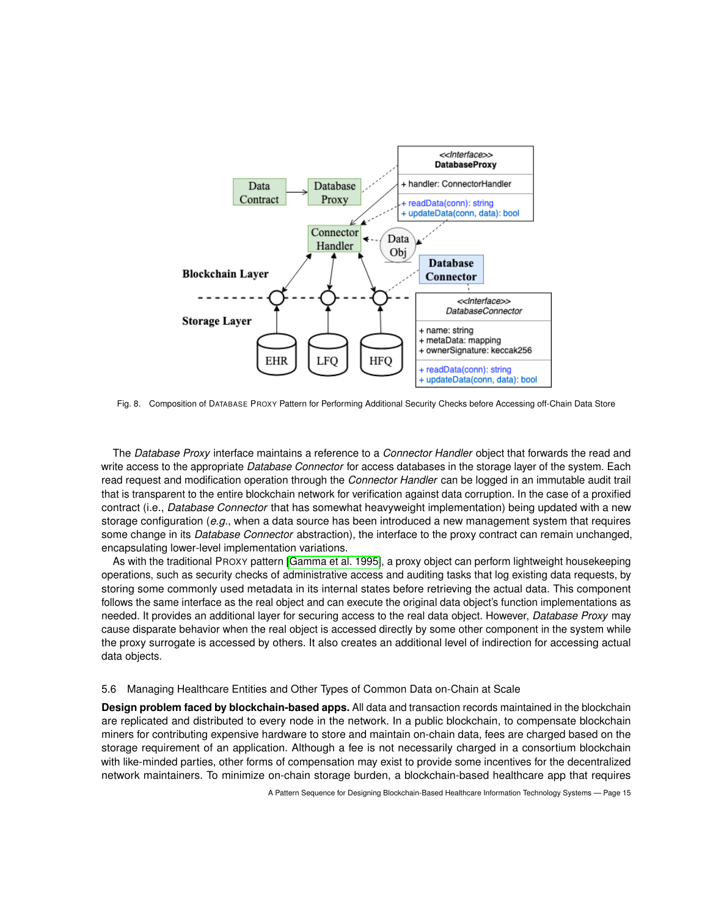Fig. 8. Composition of DATABASE PROXY Pattern for Performing Additional Security Checks before Accessing off-Chain Data Store

The *Database Proxy* interface maintains a reference to a *Connector Handler* object that forwards the read and write access to the appropriate *Database Connector* for access databases in the storage layer of the system. Each read request and modification operation through the *Connector Handler* can be logged in an immutable audit trail that is transparent to the entire blockchain network for verification against data corruption. In the case of a proxified contract (i.e., *Database Connector* that has somewhat heavyweight implementation) being updated with a new storage configuration (*e.g.*, when a data source has been introduced a new management system that requires some change in its *Database Connector* abstraction), the interface to the proxy contract can remain unchanged, encapsulating lower-level implementation variations.

As with the traditional PROXY pattern [Gamma et al. 1995], a proxy object can perform lightweight housekeeping operations, such as security checks of administrative access and auditing tasks that log existing data requests, by storing some commonly used metadata in its internal states before retrieving the actual data. This component follows the same interface as the real object and can execute the original data object's function implementations as needed. It provides an additional layer for securing access to the real data object. However, *Database Proxy* may cause disparate behavior when the real object is accessed directly by some other component in the system while the proxy surrogate is accessed by others. It also creates an additional level of indirection for accessing actual data objects.

### 5.6 Managing Healthcare Entities and Other Types of Common Data on-Chain at Scale

**Design problem faced by blockchain-based apps.** All data and transaction records maintained in the blockchain are replicated and distributed to every node in the network. In a public blockchain, to compensate blockchain miners for contributing expensive hardware to store and maintain on-chain data, fees are charged based on the storage requirement of an application. Although a fee is not necessarily charged in a consortium blockchain with like-minded parties, other forms of compensation may exist to provide some incentives for the decentralized network maintainers. To minimize on-chain storage burden, a blockchain-based healthcare app that requires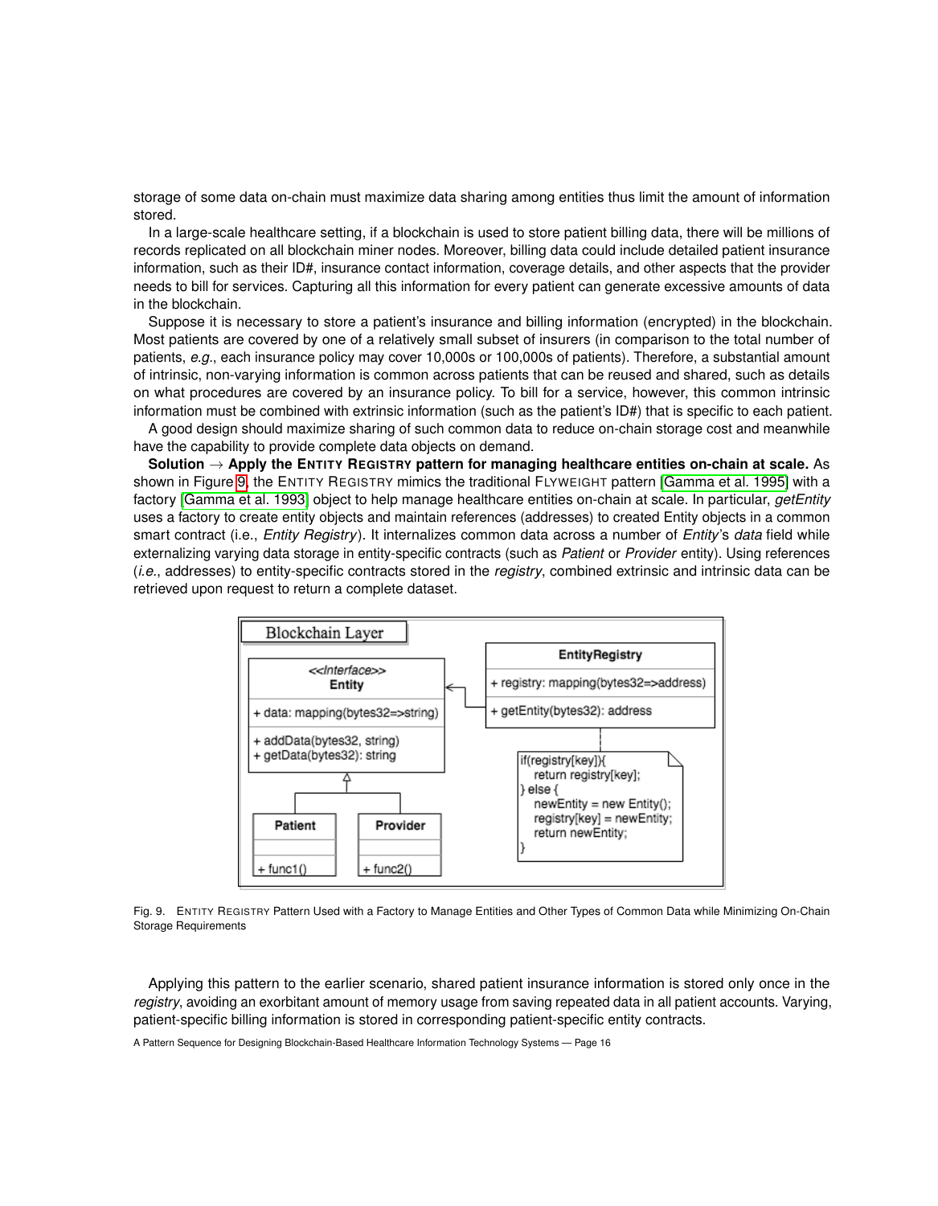storage of some data on-chain must maximize data sharing among entities thus limit the amount of information stored.

In a large-scale healthcare setting, if a blockchain is used to store patient billing data, there will be millions of records replicated on all blockchain miner nodes. Moreover, billing data could include detailed patient insurance information, such as their ID#, insurance contact information, coverage details, and other aspects that the provider needs to bill for services. Capturing all this information for every patient can generate excessive amounts of data in the blockchain.

Suppose it is necessary to store a patient's insurance and billing information (encrypted) in the blockchain. Most patients are covered by one of a relatively small subset of insurers (in comparison to the total number of patients, *e.g.*, each insurance policy may cover 10,000s or 100,000s of patients). Therefore, a substantial amount of intrinsic, non-varying information is common across patients that can be reused and shared, such as details on what procedures are covered by an insurance policy. To bill for a service, however, this common intrinsic information must be combined with extrinsic information (such as the patient's ID#) that is specific to each patient.

A good design should maximize sharing of such common data to reduce on-chain storage cost and meanwhile have the capability to provide complete data objects on demand.

**Solution → Apply the ENTITY REGISTRY pattern for managing healthcare entities on-chain at scale.** As shown in Figure 9, the ENTITY REGISTRY mimics the traditional FLYWEIGHT pattern [Gamma et al. 1995] with a factory [Gamma et al. 1993] object to help manage healthcare entities on-chain at scale. In particular, *getEntity* uses a factory to create entity objects and maintain references (addresses) to created Entity objects in a common smart contract (i.e., *Entity Registry*). It internalizes common data across a number of *Entity*'s *data* field while externalizing varying data storage in entity-specific contracts (such as *Patient* or *Provider* entity). Using references (*i.e.*, addresses) to entity-specific contracts stored in the *registry*, combined extrinsic and intrinsic data can be retrieved upon request to return a complete dataset.

Blockchain Layer

<<Interface>>
**Entity**
+ data: mapping(bytes32=>string)
+ addData(bytes32, string)
+ getData(bytes32): string

**EntityRegistry**
+ registry: mapping(bytes32=>address)
+ getEntity(bytes32): address

**Patient**
+ func1()

**Provider**
+ func2()

```
if(registry[key]){
   return registry[key];
} else {
   newEntity = new Entity();
   registry[key] = newEntity;
   return newEntity;
}
```

Fig. 9. ENTITY REGISTRY Pattern Used with a Factory to Manage Entities and Other Types of Common Data while Minimizing On-Chain Storage Requirements

Applying this pattern to the earlier scenario, shared patient insurance information is stored only once in the *registry*, avoiding an exorbitant amount of memory usage from saving repeated data in all patient accounts. Varying, patient-specific billing information is stored in corresponding patient-specific entity contracts.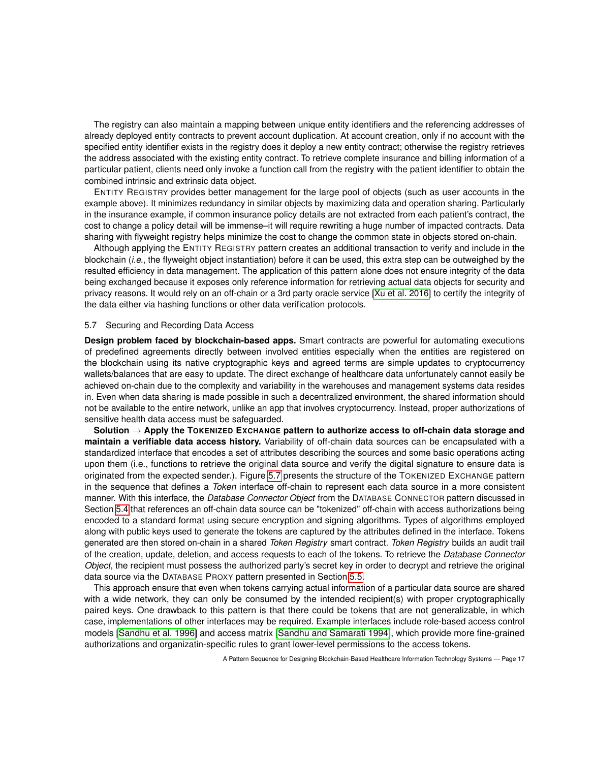The registry can also maintain a mapping between unique entity identifiers and the referencing addresses of already deployed entity contracts to prevent account duplication. At account creation, only if no account with the specified entity identifier exists in the registry does it deploy a new entity contract; otherwise the registry retrieves the address associated with the existing entity contract. To retrieve complete insurance and billing information of a particular patient, clients need only invoke a function call from the registry with the patient identifier to obtain the combined intrinsic and extrinsic data object.

ENTITY REGISTRY provides better management for the large pool of objects (such as user accounts in the example above). It minimizes redundancy in similar objects by maximizing data and operation sharing. Particularly in the insurance example, if common insurance policy details are not extracted from each patient's contract, the cost to change a policy detail will be immense–it will require rewriting a huge number of impacted contracts. Data sharing with flyweight registry helps minimize the cost to change the common state in objects stored on-chain.

Although applying the ENTITY REGISTRY pattern creates an additional transaction to verify and include in the blockchain (*i.e.*, the flyweight object instantiation) before it can be used, this extra step can be outweighed by the resulted efficiency in data management. The application of this pattern alone does not ensure integrity of the data being exchanged because it exposes only reference information for retrieving actual data objects for security and privacy reasons. It would rely on an off-chain or a 3rd party oracle service [Xu et al. 2016] to certify the integrity of the data either via hashing functions or other data verification protocols.

### 5.7 Securing and Recording Data Access

**Design problem faced by blockchain-based apps.** Smart contracts are powerful for automating executions of predefined agreements directly between involved entities especially when the entities are registered on the blockchain using its native cryptographic keys and agreed terms are simple updates to cryptocurrency wallets/balances that are easy to update. The direct exchange of healthcare data unfortunately cannot easily be achieved on-chain due to the complexity and variability in the warehouses and management systems data resides in. Even when data sharing is made possible in such a decentralized environment, the shared information should not be available to the entire network, unlike an app that involves cryptocurrency. Instead, proper authorizations of sensitive health data access must be safeguarded.

**Solution → Apply the TOKENIZED EXCHANGE pattern to authorize access to off-chain data storage and maintain a verifiable data access history.** Variability of off-chain data sources can be encapsulated with a standardized interface that encodes a set of attributes describing the sources and some basic operations acting upon them (i.e., functions to retrieve the original data source and verify the digital signature to ensure data is originated from the expected sender.). Figure 5.7 presents the structure of the TOKENIZED EXCHANGE pattern in the sequence that defines a *Token* interface off-chain to represent each data source in a more consistent manner. With this interface, the *Database Connector Object* from the DATABASE CONNECTOR pattern discussed in Section 5.4 that references an off-chain data source can be "tokenized" off-chain with access authorizations being encoded to a standard format using secure encryption and signing algorithms. Types of algorithms employed along with public keys used to generate the tokens are captured by the attributes defined in the interface. Tokens generated are then stored on-chain in a shared *Token Registry* smart contract. *Token Registry* builds an audit trail of the creation, update, deletion, and access requests to each of the tokens. To retrieve the *Database Connector Object*, the recipient must possess the authorized party's secret key in order to decrypt and retrieve the original data source via the DATABASE PROXY pattern presented in Section 5.5.

This approach ensure that even when tokens carrying actual information of a particular data source are shared with a wide network, they can only be consumed by the intended recipient(s) with proper cryptographically paired keys. One drawback to this pattern is that there could be tokens that are not generalizable, in which case, implementations of other interfaces may be required. Example interfaces include role-based access control models [Sandhu et al. 1996] and access matrix [Sandhu and Samarati 1994], which provide more fine-grained authorizations and organizatin-specific rules to grant lower-level permissions to the access tokens.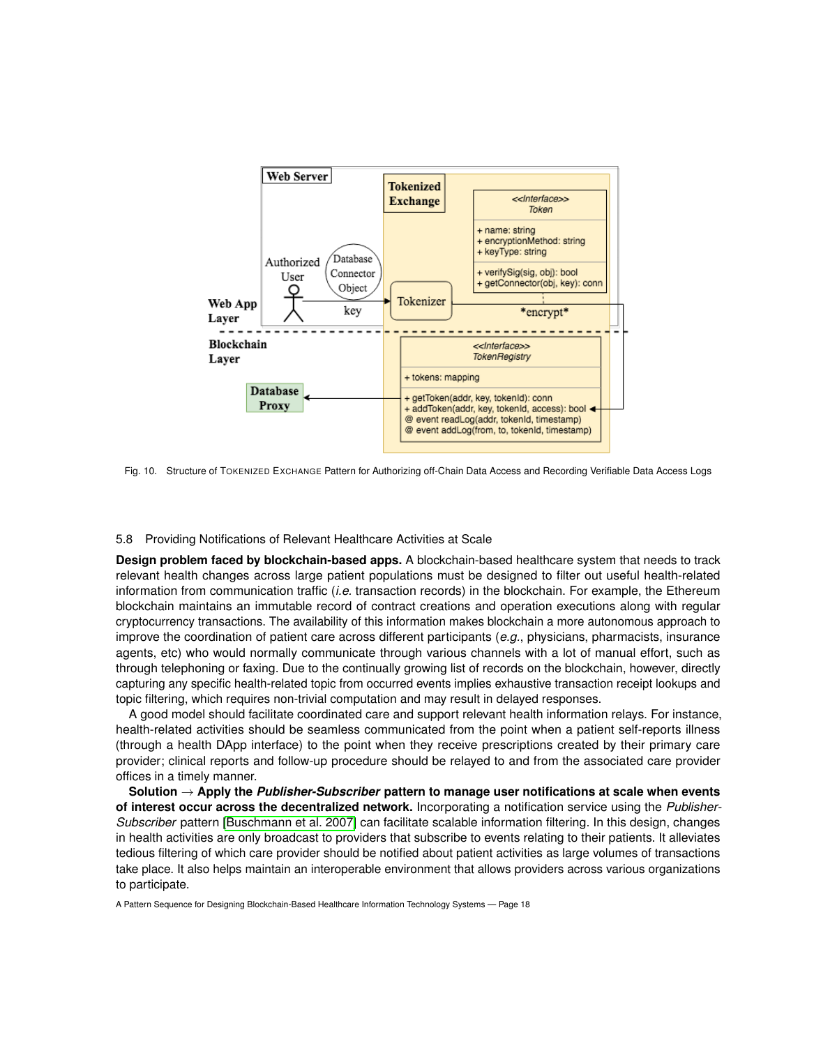Fig. 10. Structure of TOKENIZED EXCHANGE Pattern for Authorizing off-Chain Data Access and Recording Verifiable Data Access Logs

### 5.8 Providing Notifications of Relevant Healthcare Activities at Scale

**Design problem faced by blockchain-based apps.** A blockchain-based healthcare system that needs to track relevant health changes across large patient populations must be designed to filter out useful health-related information from communication traffic (*i.e.* transaction records) in the blockchain. For example, the Ethereum blockchain maintains an immutable record of contract creations and operation executions along with regular cryptocurrency transactions. The availability of this information makes blockchain a more autonomous approach to improve the coordination of patient care across different participants (*e.g.*, physicians, pharmacists, insurance agents, etc) who would normally communicate through various channels with a lot of manual effort, such as through telephoning or faxing. Due to the continually growing list of records on the blockchain, however, directly capturing any specific health-related topic from occurred events implies exhaustive transaction receipt lookups and topic filtering, which requires non-trivial computation and may result in delayed responses.

A good model should facilitate coordinated care and support relevant health information relays. For instance, health-related activities should be seamless communicated from the point when a patient self-reports illness (through a health DApp interface) to the point when they receive prescriptions created by their primary care provider; clinical reports and follow-up procedure should be relayed to and from the associated care provider offices in a timely manner.

**Solution → Apply the *Publisher-Subscriber* pattern to manage user notifications at scale when events of interest occur across the decentralized network.** Incorporating a notification service using the *Publisher-Subscriber* pattern [Buschmann et al. 2007] can facilitate scalable information filtering. In this design, changes in health activities are only broadcast to providers that subscribe to events relating to their patients. It alleviates tedious filtering of which care provider should be notified about patient activities as large volumes of transactions take place. It also helps maintain an interoperable environment that allows providers across various organizations to participate.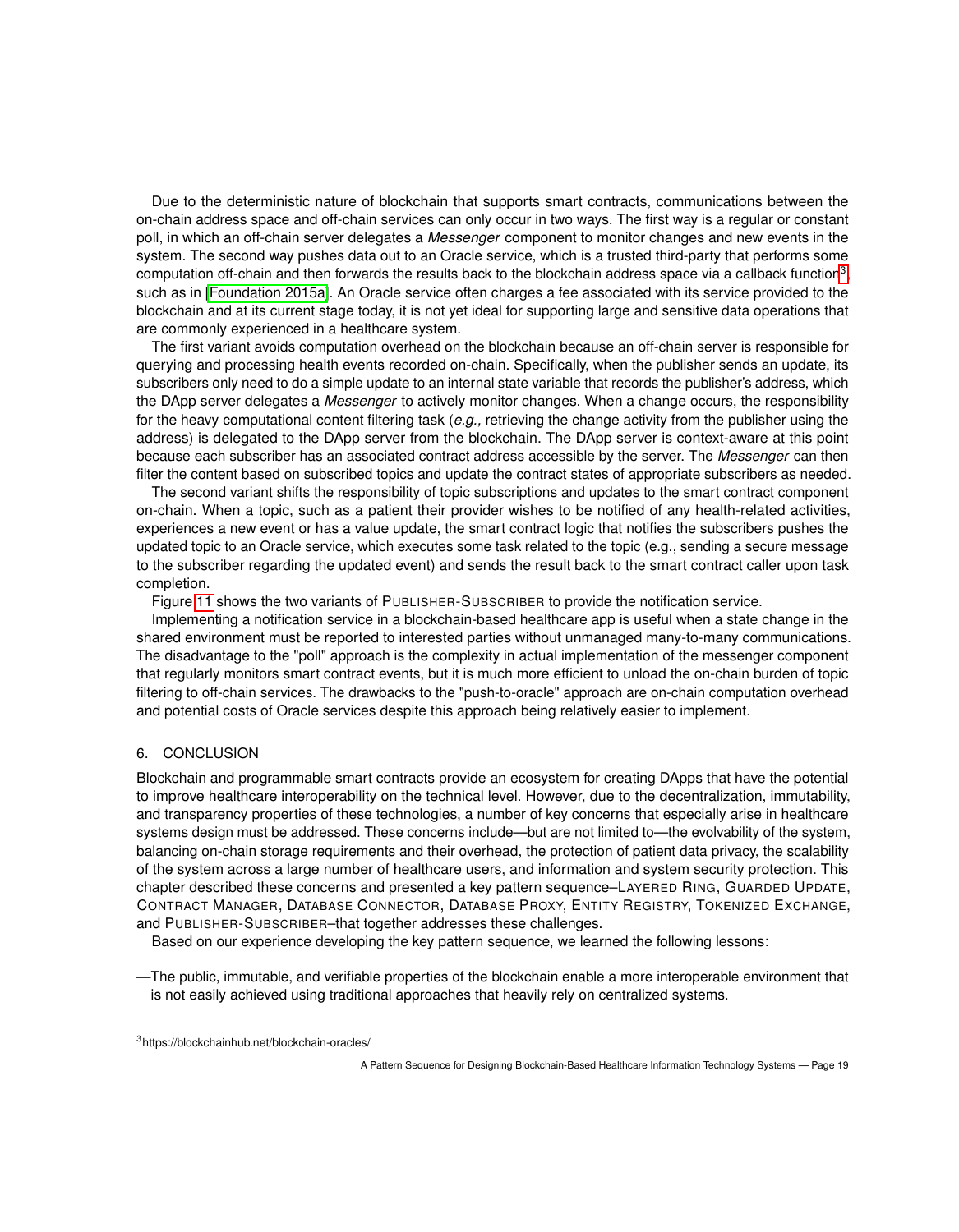Due to the deterministic nature of blockchain that supports smart contracts, communications between the on-chain address space and off-chain services can only occur in two ways. The first way is a regular or constant poll, in which an off-chain server delegates a *Messenger* component to monitor changes and new events in the system. The second way pushes data out to an Oracle service, which is a trusted third-party that performs some computation off-chain and then forwards the results back to the blockchain address space via a callback function[3], such as in [Foundation 2015a]. An Oracle service often charges a fee associated with its service provided to the blockchain and at its current stage today, it is not yet ideal for supporting large and sensitive data operations that are commonly experienced in a healthcare system.

The first variant avoids computation overhead on the blockchain because an off-chain server is responsible for querying and processing health events recorded on-chain. Specifically, when the publisher sends an update, its subscribers only need to do a simple update to an internal state variable that records the publisher's address, which the DApp server delegates a *Messenger* to actively monitor changes. When a change occurs, the responsibility for the heavy computational content filtering task (*e.g.,* retrieving the change activity from the publisher using the address) is delegated to the DApp server from the blockchain. The DApp server is context-aware at this point because each subscriber has an associated contract address accessible by the server. The *Messenger* can then filter the content based on subscribed topics and update the contract states of appropriate subscribers as needed.

The second variant shifts the responsibility of topic subscriptions and updates to the smart contract component on-chain. When a topic, such as a patient their provider wishes to be notified of any health-related activities, experiences a new event or has a value update, the smart contract logic that notifies the subscribers pushes the updated topic to an Oracle service, which executes some task related to the topic (e.g., sending a secure message to the subscriber regarding the updated event) and sends the result back to the smart contract caller upon task completion.

Figure 11 shows the two variants of PUBLISHER-SUBSCRIBER to provide the notification service.

Implementing a notification service in a blockchain-based healthcare app is useful when a state change in the shared environment must be reported to interested parties without unmanaged many-to-many communications. The disadvantage to the "poll" approach is the complexity in actual implementation of the messenger component that regularly monitors smart contract events, but it is much more efficient to unload the on-chain burden of topic filtering to off-chain services. The drawbacks to the "push-to-oracle" approach are on-chain computation overhead and potential costs of Oracle services despite this approach being relatively easier to implement.

## 6. CONCLUSION

Blockchain and programmable smart contracts provide an ecosystem for creating DApps that have the potential to improve healthcare interoperability on the technical level. However, due to the decentralization, immutability, and transparency properties of these technologies, a number of key concerns that especially arise in healthcare systems design must be addressed. These concerns include—but are not limited to—the evolvability of the system, balancing on-chain storage requirements and their overhead, the protection of patient data privacy, the scalability of the system across a large number of healthcare users, and information and system security protection. This chapter described these concerns and presented a key pattern sequence–LAYERED RING, GUARDED UPDATE, CONTRACT MANAGER, DATABASE CONNECTOR, DATABASE PROXY, ENTITY REGISTRY, TOKENIZED EXCHANGE, and PUBLISHER-SUBSCRIBER–that together addresses these challenges.

Based on our experience developing the key pattern sequence, we learned the following lessons:

—The public, immutable, and verifiable properties of the blockchain enable a more interoperable environment that is not easily achieved using traditional approaches that heavily rely on centralized systems.

[3]https://blockchainhub.net/blockchain-oracles/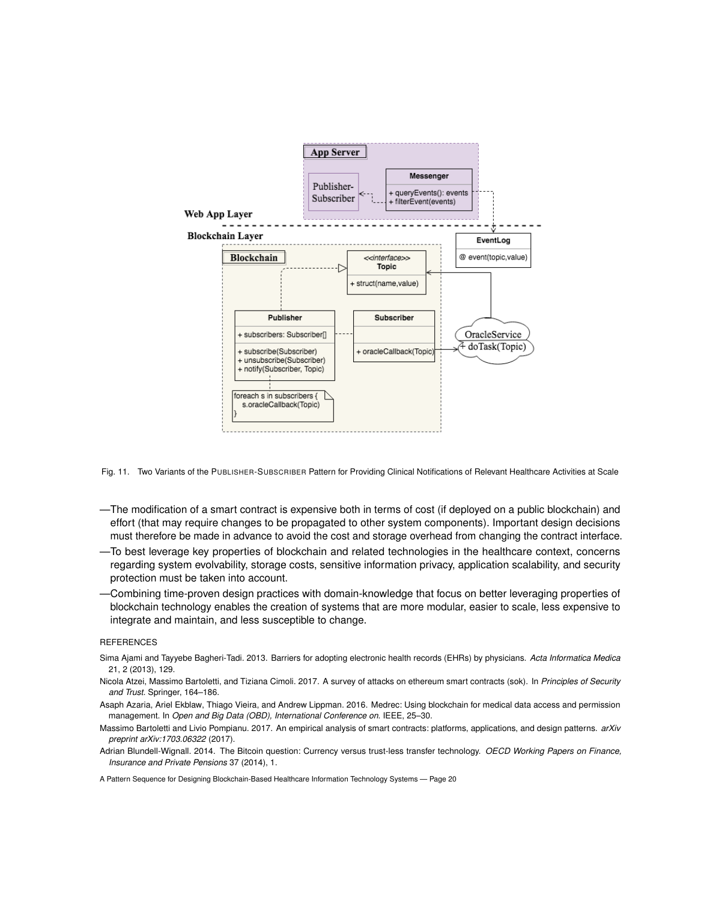Fig. 11. Two Variants of the PUBLISHER-SUBSCRIBER Pattern for Providing Clinical Notifications of Relevant Healthcare Activities at Scale

—The modification of a smart contract is expensive both in terms of cost (if deployed on a public blockchain) and effort (that may require changes to be propagated to other system components). Important design decisions must therefore be made in advance to avoid the cost and storage overhead from changing the contract interface.

—To best leverage key properties of blockchain and related technologies in the healthcare context, concerns regarding system evolvability, storage costs, sensitive information privacy, application scalability, and security protection must be taken into account.

—Combining time-proven design practices with domain-knowledge that focus on better leveraging properties of blockchain technology enables the creation of systems that are more modular, easier to scale, less expensive to integrate and maintain, and less susceptible to change.

## REFERENCES

Sima Ajami and Tayyebe Bagheri-Tadi. 2013. Barriers for adopting electronic health records (EHRs) by physicians. *Acta Informatica Medica* 21, 2 (2013), 129.

Nicola Atzei, Massimo Bartoletti, and Tiziana Cimoli. 2017. A survey of attacks on ethereum smart contracts (sok). In *Principles of Security and Trust*. Springer, 164–186.

Asaph Azaria, Ariel Ekblaw, Thiago Vieira, and Andrew Lippman. 2016. Medrec: Using blockchain for medical data access and permission management. In *Open and Big Data (OBD), International Conference on*. IEEE, 25–30.

Massimo Bartoletti and Livio Pompianu. 2017. An empirical analysis of smart contracts: platforms, applications, and design patterns. *arXiv preprint arXiv:1703.06322* (2017).

Adrian Blundell-Wignall. 2014. The Bitcoin question: Currency versus trust-less transfer technology. *OECD Working Papers on Finance, Insurance and Private Pensions* 37 (2014), 1.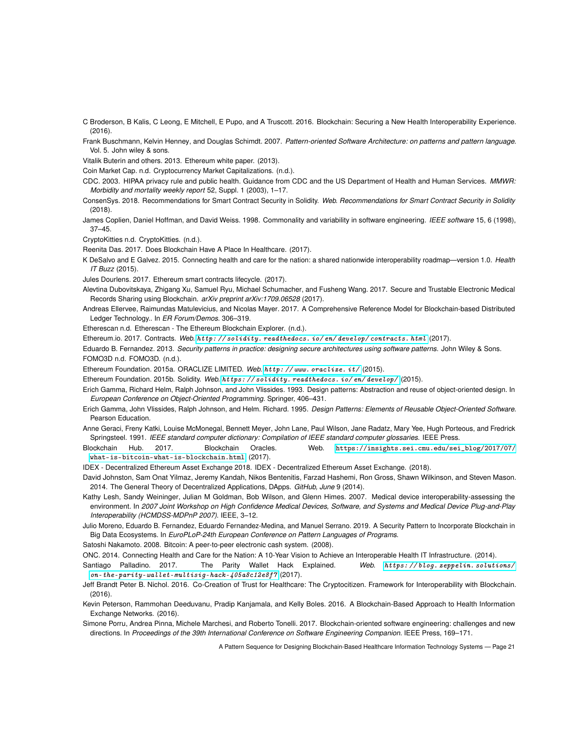C Broderson, B Kalis, C Leong, E Mitchell, E Pupo, and A Truscott. 2016. Blockchain: Securing a New Health Interoperability Experience. (2016).

Frank Buschmann, Kelvin Henney, and Douglas Schimdt. 2007. *Pattern-oriented Software Architecture: on patterns and pattern language*. Vol. 5. John wiley & sons.

Vitalik Buterin and others. 2013. Ethereum white paper. (2013).

Coin Market Cap. n.d. Cryptocurrency Market Capitalizations. (n.d.).

CDC. 2003. HIPAA privacy rule and public health. Guidance from CDC and the US Department of Health and Human Services. *MMWR: Morbidity and mortality weekly report* 52, Suppl. 1 (2003), 1–17.

ConsenSys. 2018. Recommendations for Smart Contract Security in Solidity. *Web. Recommendations for Smart Contract Security in Solidity* (2018).

James Coplien, Daniel Hoffman, and David Weiss. 1998. Commonality and variability in software engineering. *IEEE software* 15, 6 (1998), 37–45.

CryptoKitties n.d. CryptoKitties. (n.d.).

Reenita Das. 2017. Does Blockchain Have A Place In Healthcare. (2017).

K DeSalvo and E Galvez. 2015. Connecting health and care for the nation: a shared nationwide interoperability roadmap—version 1.0. *Health IT Buzz* (2015).

Jules Dourlens. 2017. Ethereum smart contracts lifecycle. (2017).

Alevtina Dubovitskaya, Zhigang Xu, Samuel Ryu, Michael Schumacher, and Fusheng Wang. 2017. Secure and Trustable Electronic Medical Records Sharing using Blockchain. *arXiv preprint arXiv:1709.06528* (2017).

Andreas Ellervee, Raimundas Matulevicius, and Nicolas Mayer. 2017. A Comprehensive Reference Model for Blockchain-based Distributed Ledger Technology.. In *ER Forum/Demos*. 306–319.

Etherescan n.d. Etherescan - The Ethereum Blockchain Explorer. (n.d.).

Ethereum.io. 2017. Contracts. *Web.* http://solidity.readthedocs.io/en/develop/contracts.html (2017).

Eduardo B. Fernandez. 2013. *Security patterns in practice: designing secure architectures using software patterns*. John Wiley & Sons.

FOMO3D n.d. FOMO3D. (n.d.).

Ethereum Foundation. 2015a. ORACLIZE LIMITED. *Web.* http://www.oraclize.it/ (2015).

Ethereum Foundation. 2015b. Solidity. *Web.* https://solidity.readthedocs.io/en/develop/ (2015).

Erich Gamma, Richard Helm, Ralph Johnson, and John Vlissides. 1993. Design patterns: Abstraction and reuse of object-oriented design. In *European Conference on Object-Oriented Programming*. Springer, 406–431.

Erich Gamma, John Vlissides, Ralph Johnson, and Helm. Richard. 1995. *Design Patterns: Elements of Reusable Object-Oriented Software*. Pearson Education.

Anne Geraci, Freny Katki, Louise McMonegal, Bennett Meyer, John Lane, Paul Wilson, Jane Radatz, Mary Yee, Hugh Porteous, and Fredrick Springsteel. 1991. *IEEE standard computer dictionary: Compilation of IEEE standard computer glossaries*. IEEE Press.

Blockchain Hub. 2017. Blockchain Oracles. Web. https://insights.sei.cmu.edu/sei_blog/2017/07/what-is-bitcoin-what-is-blockchain.html (2017).

IDEX - Decentralized Ethereum Asset Exchange 2018. IDEX - Decentralized Ethereum Asset Exchange. (2018).

David Johnston, Sam Onat Yilmaz, Jeremy Kandah, Nikos Bentenitis, Farzad Hashemi, Ron Gross, Shawn Wilkinson, and Steven Mason. 2014. The General Theory of Decentralized Applications, DApps. *GitHub, June* 9 (2014).

Kathy Lesh, Sandy Weininger, Julian M Goldman, Bob Wilson, and Glenn Himes. 2007. Medical device interoperability-assessing the environment. In *2007 Joint Workshop on High Confidence Medical Devices, Software, and Systems and Medical Device Plug-and-Play Interoperability (HCMDSS-MDPnP 2007)*. IEEE, 3–12.

Julio Moreno, Eduardo B. Fernandez, Eduardo Fernandez-Medina, and Manuel Serrano. 2019. A Security Pattern to Incorporate Blockchain in Big Data Ecosystems. In *EuroPLoP-24th European Conference on Pattern Languages of Programs*.

Satoshi Nakamoto. 2008. Bitcoin: A peer-to-peer electronic cash system. (2008).

ONC. 2014. Connecting Health and Care for the Nation: A 10-Year Vision to Achieve an Interoperable Health IT Infrastructure. (2014).

Santiago Palladino. 2017. The Parity Wallet Hack Explained. *Web.* https://blog.zeppelin.solutions/on-the-parity-wallet-multisig-hack-405a8c12e8f7 (2017).

Jeff Brandt Peter B. Nichol. 2016. Co-Creation of Trust for Healthcare: The Cryptocitizen. Framework for Interoperability with Blockchain. (2016).

Kevin Peterson, Rammohan Deeduvanu, Pradip Kanjamala, and Kelly Boles. 2016. A Blockchain-Based Approach to Health Information Exchange Networks. (2016).

Simone Porru, Andrea Pinna, Michele Marchesi, and Roberto Tonelli. 2017. Blockchain-oriented software engineering: challenges and new directions. In *Proceedings of the 39th International Conference on Software Engineering Companion*. IEEE Press, 169–171.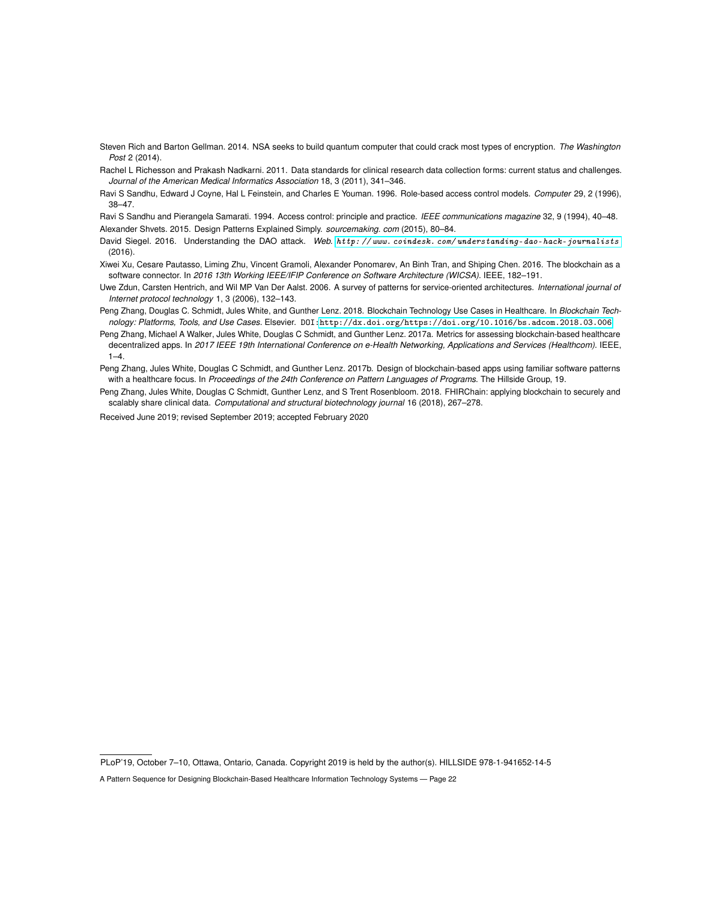Steven Rich and Barton Gellman. 2014. NSA seeks to build quantum computer that could crack most types of encryption. *The Washington Post* 2 (2014).

Rachel L Richesson and Prakash Nadkarni. 2011. Data standards for clinical research data collection forms: current status and challenges. *Journal of the American Medical Informatics Association* 18, 3 (2011), 341–346.

Ravi S Sandhu, Edward J Coyne, Hal L Feinstein, and Charles E Youman. 1996. Role-based access control models. *Computer* 29, 2 (1996), 38–47.

Ravi S Sandhu and Pierangela Samarati. 1994. Access control: principle and practice. *IEEE communications magazine* 32, 9 (1994), 40–48.

Alexander Shvets. 2015. Design Patterns Explained Simply. *sourcemaking. com* (2015), 80–84.

David Siegel. 2016. Understanding the DAO attack. *Web. http://www.coindesk.com/understanding-dao-hack-journalists* (2016).

Xiwei Xu, Cesare Pautasso, Liming Zhu, Vincent Gramoli, Alexander Ponomarev, An Binh Tran, and Shiping Chen. 2016. The blockchain as a software connector. In *2016 13th Working IEEE/IFIP Conference on Software Architecture (WICSA)*. IEEE, 182–191.

Uwe Zdun, Carsten Hentrich, and Wil MP Van Der Aalst. 2006. A survey of patterns for service-oriented architectures. *International journal of Internet protocol technology* 1, 3 (2006), 132–143.

Peng Zhang, Douglas C. Schmidt, Jules White, and Gunther Lenz. 2018. Blockchain Technology Use Cases in Healthcare. In *Blockchain Technology: Platforms, Tools, and Use Cases*. Elsevier. DOI:http://dx.doi.org/https://doi.org/10.1016/bs.adcom.2018.03.006

Peng Zhang, Michael A Walker, Jules White, Douglas C Schmidt, and Gunther Lenz. 2017a. Metrics for assessing blockchain-based healthcare decentralized apps. In *2017 IEEE 19th International Conference on e-Health Networking, Applications and Services (Healthcom)*. IEEE, 1–4.

Peng Zhang, Jules White, Douglas C Schmidt, and Gunther Lenz. 2017b. Design of blockchain-based apps using familiar software patterns with a healthcare focus. In *Proceedings of the 24th Conference on Pattern Languages of Programs*. The Hillside Group, 19.

Peng Zhang, Jules White, Douglas C Schmidt, Gunther Lenz, and S Trent Rosenbloom. 2018. FHIRChain: applying blockchain to securely and scalably share clinical data. *Computational and structural biotechnology journal* 16 (2018), 267–278.

Received June 2019; revised September 2019; accepted February 2020

PLoP'19, October 7–10, Ottawa, Ontario, Canada. Copyright 2019 is held by the author(s). HILLSIDE 978-1-941652-14-5